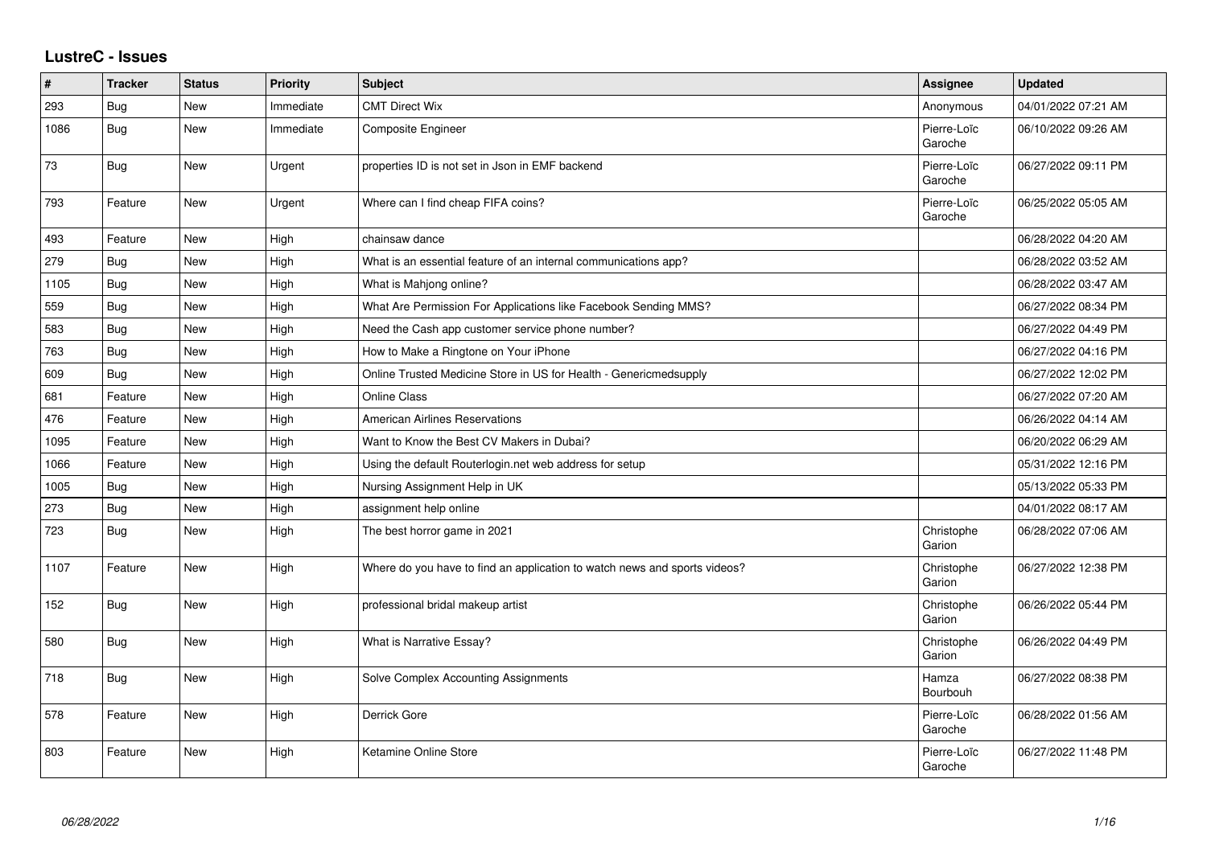# LustreC - Issues

| # | Tracker | Status | Priority | Subject | Assignee | Updated |
|---|---|---|---|---|---|---|
| 293 | Bug | New | Immediate | CMT Direct Wix | Anonymous | 04/01/2022 07:21 AM |
| 1086 | Bug | New | Immediate | Composite Engineer | Pierre-Loïc Garoche | 06/10/2022 09:26 AM |
| 73 | Bug | New | Urgent | properties ID is not set in Json in EMF backend | Pierre-Loïc Garoche | 06/27/2022 09:11 PM |
| 793 | Feature | New | Urgent | Where can I find cheap FIFA coins? | Pierre-Loïc Garoche | 06/25/2022 05:05 AM |
| 493 | Feature | New | High | chainsaw dance | | 06/28/2022 04:20 AM |
| 279 | Bug | New | High | What is an essential feature of an internal communications app? | | 06/28/2022 03:52 AM |
| 1105 | Bug | New | High | What is Mahjong online? | | 06/28/2022 03:47 AM |
| 559 | Bug | New | High | What Are Permission For Applications like Facebook Sending MMS? | | 06/27/2022 08:34 PM |
| 583 | Bug | New | High | Need the Cash app customer service phone number? | | 06/27/2022 04:49 PM |
| 763 | Bug | New | High | How to Make a Ringtone on Your iPhone | | 06/27/2022 04:16 PM |
| 609 | Bug | New | High | Online Trusted Medicine Store in US for Health - Genericmedsupply | | 06/27/2022 12:02 PM |
| 681 | Feature | New | High | Online Class | | 06/27/2022 07:20 AM |
| 476 | Feature | New | High | American Airlines Reservations | | 06/26/2022 04:14 AM |
| 1095 | Feature | New | High | Want to Know the Best CV Makers in Dubai? | | 06/20/2022 06:29 AM |
| 1066 | Feature | New | High | Using the default Routerlogin.net web address for setup | | 05/31/2022 12:16 PM |
| 1005 | Bug | New | High | Nursing Assignment Help in UK | | 05/13/2022 05:33 PM |
| 273 | Bug | New | High | assignment help online | | 04/01/2022 08:17 AM |
| 723 | Bug | New | High | The best horror game in 2021 | Christophe Garion | 06/28/2022 07:06 AM |
| 1107 | Feature | New | High | Where do you have to find an application to watch news and sports videos? | Christophe Garion | 06/27/2022 12:38 PM |
| 152 | Bug | New | High | professional bridal makeup artist | Christophe Garion | 06/26/2022 05:44 PM |
| 580 | Bug | New | High | What is Narrative Essay? | Christophe Garion | 06/26/2022 04:49 PM |
| 718 | Bug | New | High | Solve Complex Accounting Assignments | Hamza Bourbouh | 06/27/2022 08:38 PM |
| 578 | Feature | New | High | Derrick Gore | Pierre-Loïc Garoche | 06/28/2022 01:56 AM |
| 803 | Feature | New | High | Ketamine Online Store | Pierre-Loïc Garoche | 06/27/2022 11:48 PM |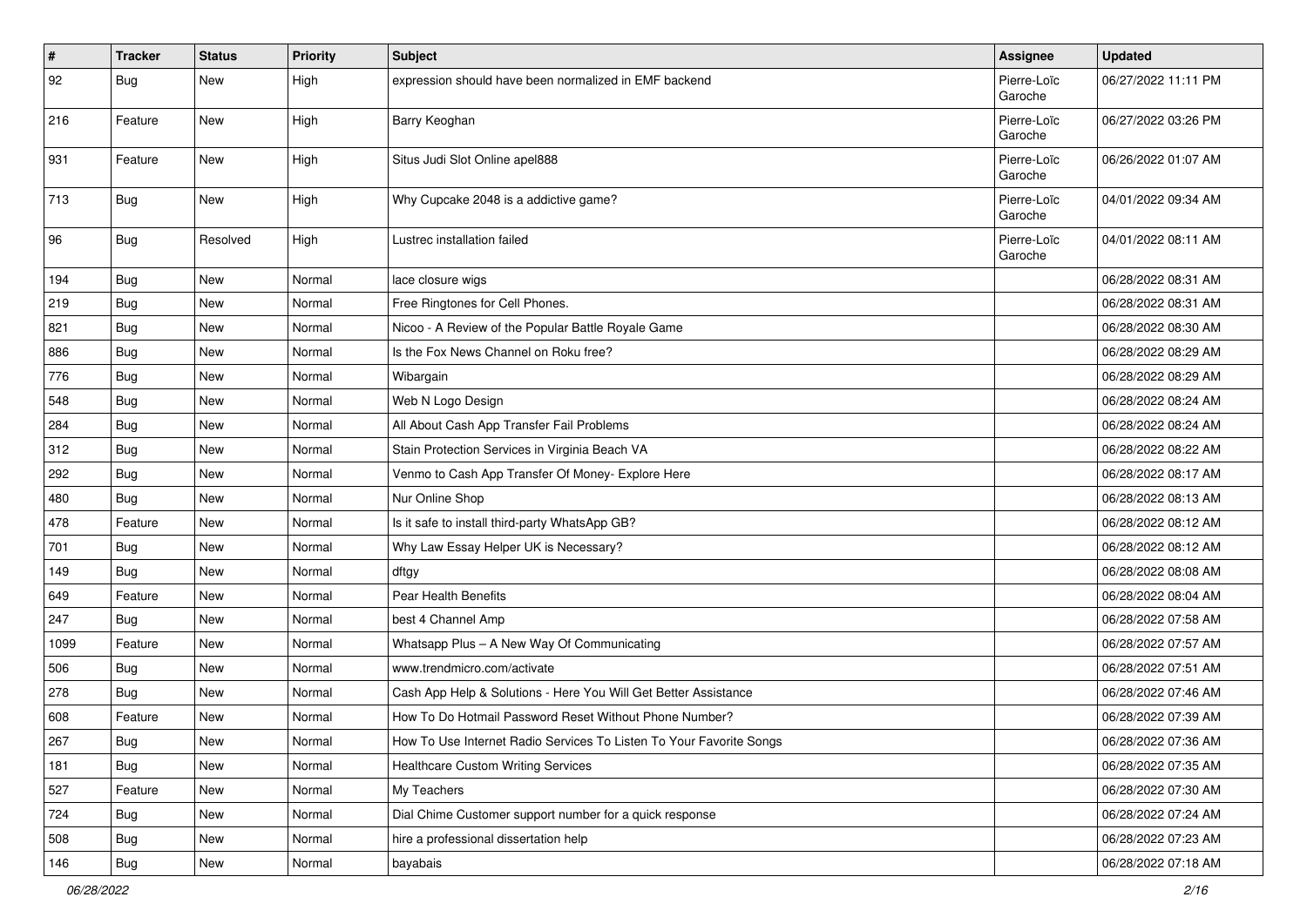| # | Tracker | Status | Priority | Subject | Assignee | Updated |
| --- | --- | --- | --- | --- | --- | --- |
| 92 | Bug | New | High | expression should have been normalized in EMF backend | Pierre-Loïc Garoche | 06/27/2022 11:11 PM |
| 216 | Feature | New | High | Barry Keoghan | Pierre-Loïc Garoche | 06/27/2022 03:26 PM |
| 931 | Feature | New | High | Situs Judi Slot Online apel888 | Pierre-Loïc Garoche | 06/26/2022 01:07 AM |
| 713 | Bug | New | High | Why Cupcake 2048 is a addictive game? | Pierre-Loïc Garoche | 04/01/2022 09:34 AM |
| 96 | Bug | Resolved | High | Lustrec installation failed | Pierre-Loïc Garoche | 04/01/2022 08:11 AM |
| 194 | Bug | New | Normal | lace closure wigs | | 06/28/2022 08:31 AM |
| 219 | Bug | New | Normal | Free Ringtones for Cell Phones. | | 06/28/2022 08:31 AM |
| 821 | Bug | New | Normal | Nicoo - A Review of the Popular Battle Royale Game | | 06/28/2022 08:30 AM |
| 886 | Bug | New | Normal | Is the Fox News Channel on Roku free? | | 06/28/2022 08:29 AM |
| 776 | Bug | New | Normal | Wibargain | | 06/28/2022 08:29 AM |
| 548 | Bug | New | Normal | Web N Logo Design | | 06/28/2022 08:24 AM |
| 284 | Bug | New | Normal | All About Cash App Transfer Fail Problems | | 06/28/2022 08:24 AM |
| 312 | Bug | New | Normal | Stain Protection Services in Virginia Beach VA | | 06/28/2022 08:22 AM |
| 292 | Bug | New | Normal | Venmo to Cash App Transfer Of Money- Explore Here | | 06/28/2022 08:17 AM |
| 480 | Bug | New | Normal | Nur Online Shop | | 06/28/2022 08:13 AM |
| 478 | Feature | New | Normal | Is it safe to install third-party WhatsApp GB? | | 06/28/2022 08:12 AM |
| 701 | Bug | New | Normal | Why Law Essay Helper UK is Necessary? | | 06/28/2022 08:12 AM |
| 149 | Bug | New | Normal | dftgy | | 06/28/2022 08:08 AM |
| 649 | Feature | New | Normal | Pear Health Benefits | | 06/28/2022 08:04 AM |
| 247 | Bug | New | Normal | best 4 Channel Amp | | 06/28/2022 07:58 AM |
| 1099 | Feature | New | Normal | Whatsapp Plus – A New Way Of Communicating | | 06/28/2022 07:57 AM |
| 506 | Bug | New | Normal | www.trendmicro.com/activate | | 06/28/2022 07:51 AM |
| 278 | Bug | New | Normal | Cash App Help & Solutions - Here You Will Get Better Assistance | | 06/28/2022 07:46 AM |
| 608 | Feature | New | Normal | How To Do Hotmail Password Reset Without Phone Number? | | 06/28/2022 07:39 AM |
| 267 | Bug | New | Normal | How To Use Internet Radio Services To Listen To Your Favorite Songs | | 06/28/2022 07:36 AM |
| 181 | Bug | New | Normal | Healthcare Custom Writing Services | | 06/28/2022 07:35 AM |
| 527 | Feature | New | Normal | My Teachers | | 06/28/2022 07:30 AM |
| 724 | Bug | New | Normal | Dial Chime Customer support number for a quick response | | 06/28/2022 07:24 AM |
| 508 | Bug | New | Normal | hire a professional dissertation help | | 06/28/2022 07:23 AM |
| 146 | Bug | New | Normal | bayabais | | 06/28/2022 07:18 AM |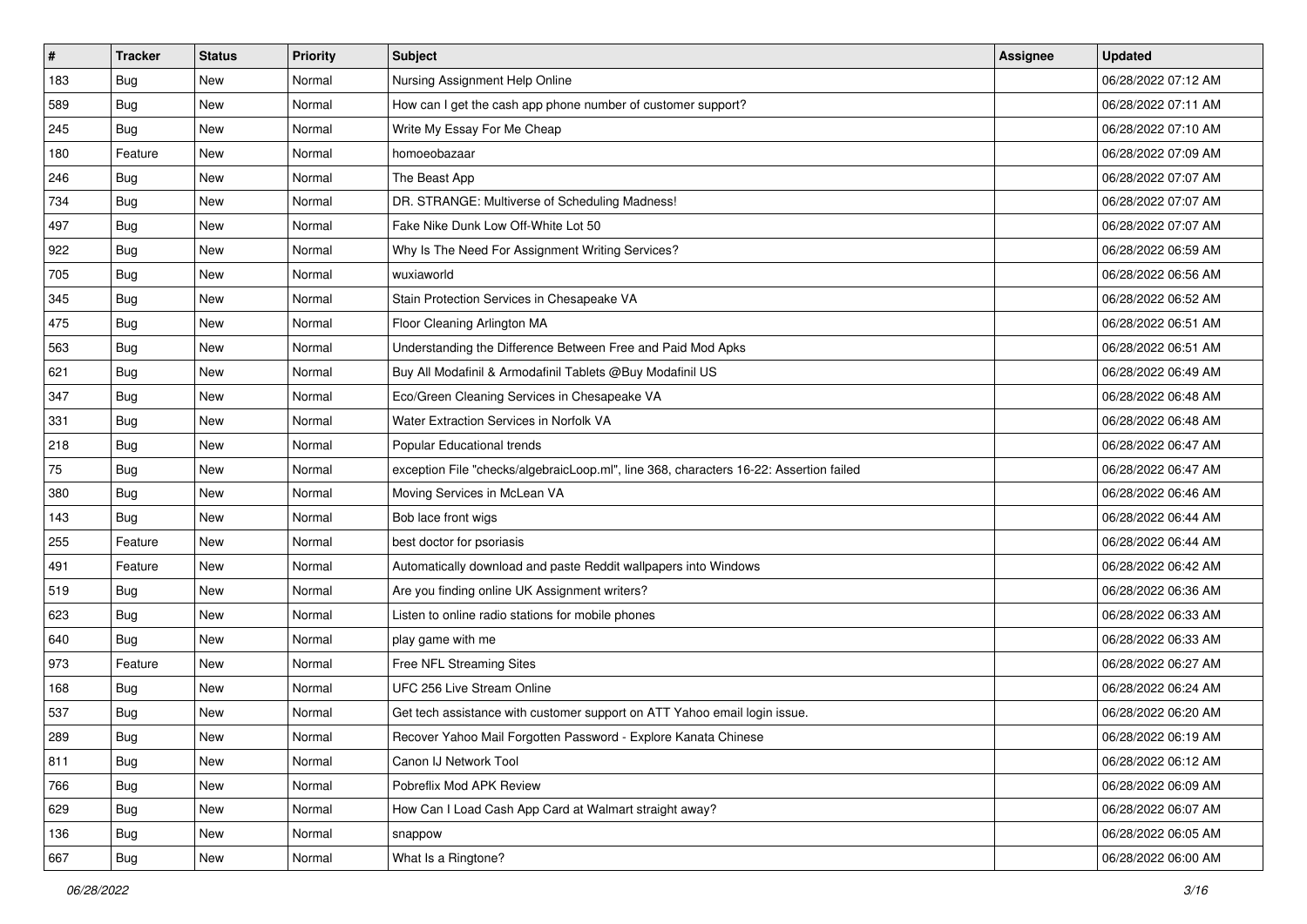| # | Tracker | Status | Priority | Subject | Assignee | Updated |
| --- | --- | --- | --- | --- | --- | --- |
| 183 | Bug | New | Normal | Nursing Assignment Help Online | | 06/28/2022 07:12 AM |
| 589 | Bug | New | Normal | How can I get the cash app phone number of customer support? | | 06/28/2022 07:11 AM |
| 245 | Bug | New | Normal | Write My Essay For Me Cheap | | 06/28/2022 07:10 AM |
| 180 | Feature | New | Normal | homoeobazaar | | 06/28/2022 07:09 AM |
| 246 | Bug | New | Normal | The Beast App | | 06/28/2022 07:07 AM |
| 734 | Bug | New | Normal | DR. STRANGE: Multiverse of Scheduling Madness! | | 06/28/2022 07:07 AM |
| 497 | Bug | New | Normal | Fake Nike Dunk Low Off-White Lot 50 | | 06/28/2022 07:07 AM |
| 922 | Bug | New | Normal | Why Is The Need For Assignment Writing Services? | | 06/28/2022 06:59 AM |
| 705 | Bug | New | Normal | wuxiaworld | | 06/28/2022 06:56 AM |
| 345 | Bug | New | Normal | Stain Protection Services in Chesapeake VA | | 06/28/2022 06:52 AM |
| 475 | Bug | New | Normal | Floor Cleaning Arlington MA | | 06/28/2022 06:51 AM |
| 563 | Bug | New | Normal | Understanding the Difference Between Free and Paid Mod Apks | | 06/28/2022 06:51 AM |
| 621 | Bug | New | Normal | Buy All Modafinil & Armodafinil Tablets @Buy Modafinil US | | 06/28/2022 06:49 AM |
| 347 | Bug | New | Normal | Eco/Green Cleaning Services in Chesapeake VA | | 06/28/2022 06:48 AM |
| 331 | Bug | New | Normal | Water Extraction Services in Norfolk VA | | 06/28/2022 06:48 AM |
| 218 | Bug | New | Normal | Popular Educational trends | | 06/28/2022 06:47 AM |
| 75 | Bug | New | Normal | exception File "checks/algebraicLoop.ml", line 368, characters 16-22: Assertion failed | | 06/28/2022 06:47 AM |
| 380 | Bug | New | Normal | Moving Services in McLean VA | | 06/28/2022 06:46 AM |
| 143 | Bug | New | Normal | Bob lace front wigs | | 06/28/2022 06:44 AM |
| 255 | Feature | New | Normal | best doctor for psoriasis | | 06/28/2022 06:44 AM |
| 491 | Feature | New | Normal | Automatically download and paste Reddit wallpapers into Windows | | 06/28/2022 06:42 AM |
| 519 | Bug | New | Normal | Are you finding online UK Assignment writers? | | 06/28/2022 06:36 AM |
| 623 | Bug | New | Normal | Listen to online radio stations for mobile phones | | 06/28/2022 06:33 AM |
| 640 | Bug | New | Normal | play game with me | | 06/28/2022 06:33 AM |
| 973 | Feature | New | Normal | Free NFL Streaming Sites | | 06/28/2022 06:27 AM |
| 168 | Bug | New | Normal | UFC 256 Live Stream Online | | 06/28/2022 06:24 AM |
| 537 | Bug | New | Normal | Get tech assistance with customer support on ATT Yahoo email login issue. | | 06/28/2022 06:20 AM |
| 289 | Bug | New | Normal | Recover Yahoo Mail Forgotten Password - Explore Kanata Chinese | | 06/28/2022 06:19 AM |
| 811 | Bug | New | Normal | Canon IJ Network Tool | | 06/28/2022 06:12 AM |
| 766 | Bug | New | Normal | Pobreflix Mod APK Review | | 06/28/2022 06:09 AM |
| 629 | Bug | New | Normal | How Can I Load Cash App Card at Walmart straight away? | | 06/28/2022 06:07 AM |
| 136 | Bug | New | Normal | snappow | | 06/28/2022 06:05 AM |
| 667 | Bug | New | Normal | What Is a Ringtone? | | 06/28/2022 06:00 AM |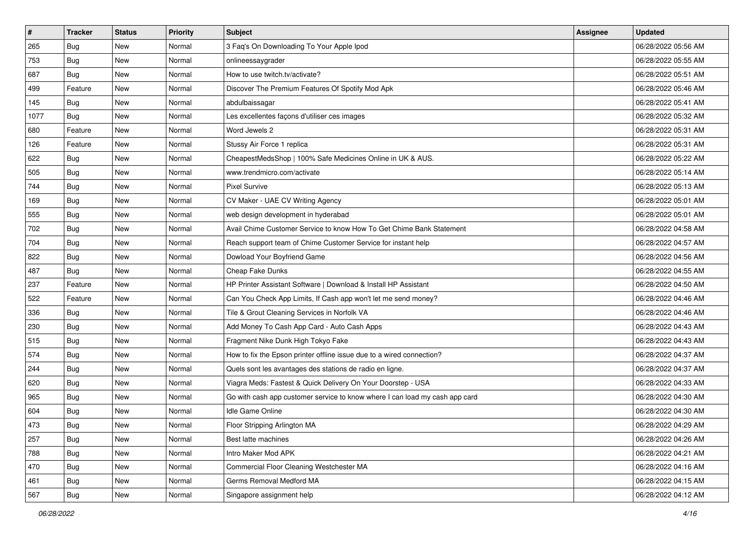| # | Tracker | Status | Priority | Subject | Assignee | Updated |
|---|---|---|---|---|---|---|
| 265 | Bug | New | Normal | 3 Faq's On Downloading To Your Apple Ipod | | 06/28/2022 05:56 AM |
| 753 | Bug | New | Normal | onlineessaygrader | | 06/28/2022 05:55 AM |
| 687 | Bug | New | Normal | How to use twitch.tv/activate? | | 06/28/2022 05:51 AM |
| 499 | Feature | New | Normal | Discover The Premium Features Of Spotify Mod Apk | | 06/28/2022 05:46 AM |
| 145 | Bug | New | Normal | abdulbaissagar | | 06/28/2022 05:41 AM |
| 1077 | Bug | New | Normal | Les excellentes façons d'utiliser ces images | | 06/28/2022 05:32 AM |
| 680 | Feature | New | Normal | Word Jewels 2 | | 06/28/2022 05:31 AM |
| 126 | Feature | New | Normal | Stussy Air Force 1 replica | | 06/28/2022 05:31 AM |
| 622 | Bug | New | Normal | CheapestMedsShop \| 100% Safe Medicines Online in UK & AUS. | | 06/28/2022 05:22 AM |
| 505 | Bug | New | Normal | www.trendmicro.com/activate | | 06/28/2022 05:14 AM |
| 744 | Bug | New | Normal | Pixel Survive | | 06/28/2022 05:13 AM |
| 169 | Bug | New | Normal | CV Maker - UAE CV Writing Agency | | 06/28/2022 05:01 AM |
| 555 | Bug | New | Normal | web design development in hyderabad | | 06/28/2022 05:01 AM |
| 702 | Bug | New | Normal | Avail Chime Customer Service to know How To Get Chime Bank Statement | | 06/28/2022 04:58 AM |
| 704 | Bug | New | Normal | Reach support team of Chime Customer Service for instant help | | 06/28/2022 04:57 AM |
| 822 | Bug | New | Normal | Dowload Your Boyfriend Game | | 06/28/2022 04:56 AM |
| 487 | Bug | New | Normal | Cheap Fake Dunks | | 06/28/2022 04:55 AM |
| 237 | Feature | New | Normal | HP Printer Assistant Software \| Download & Install HP Assistant | | 06/28/2022 04:50 AM |
| 522 | Feature | New | Normal | Can You Check App Limits, If Cash app won't let me send money? | | 06/28/2022 04:46 AM |
| 336 | Bug | New | Normal | Tile & Grout Cleaning Services in Norfolk VA | | 06/28/2022 04:46 AM |
| 230 | Bug | New | Normal | Add Money To Cash App Card - Auto Cash Apps | | 06/28/2022 04:43 AM |
| 515 | Bug | New | Normal | Fragment Nike Dunk High Tokyo Fake | | 06/28/2022 04:43 AM |
| 574 | Bug | New | Normal | How to fix the Epson printer offline issue due to a wired connection? | | 06/28/2022 04:37 AM |
| 244 | Bug | New | Normal | Quels sont les avantages des stations de radio en ligne. | | 06/28/2022 04:37 AM |
| 620 | Bug | New | Normal | Viagra Meds: Fastest & Quick Delivery On Your Doorstep - USA | | 06/28/2022 04:33 AM |
| 965 | Bug | New | Normal | Go with cash app customer service to know where I can load my cash app card | | 06/28/2022 04:30 AM |
| 604 | Bug | New | Normal | Idle Game Online | | 06/28/2022 04:30 AM |
| 473 | Bug | New | Normal | Floor Stripping Arlington MA | | 06/28/2022 04:29 AM |
| 257 | Bug | New | Normal | Best latte machines | | 06/28/2022 04:26 AM |
| 788 | Bug | New | Normal | Intro Maker Mod APK | | 06/28/2022 04:21 AM |
| 470 | Bug | New | Normal | Commercial Floor Cleaning Westchester MA | | 06/28/2022 04:16 AM |
| 461 | Bug | New | Normal | Germs Removal Medford MA | | 06/28/2022 04:15 AM |
| 567 | Bug | New | Normal | Singapore assignment help | | 06/28/2022 04:12 AM |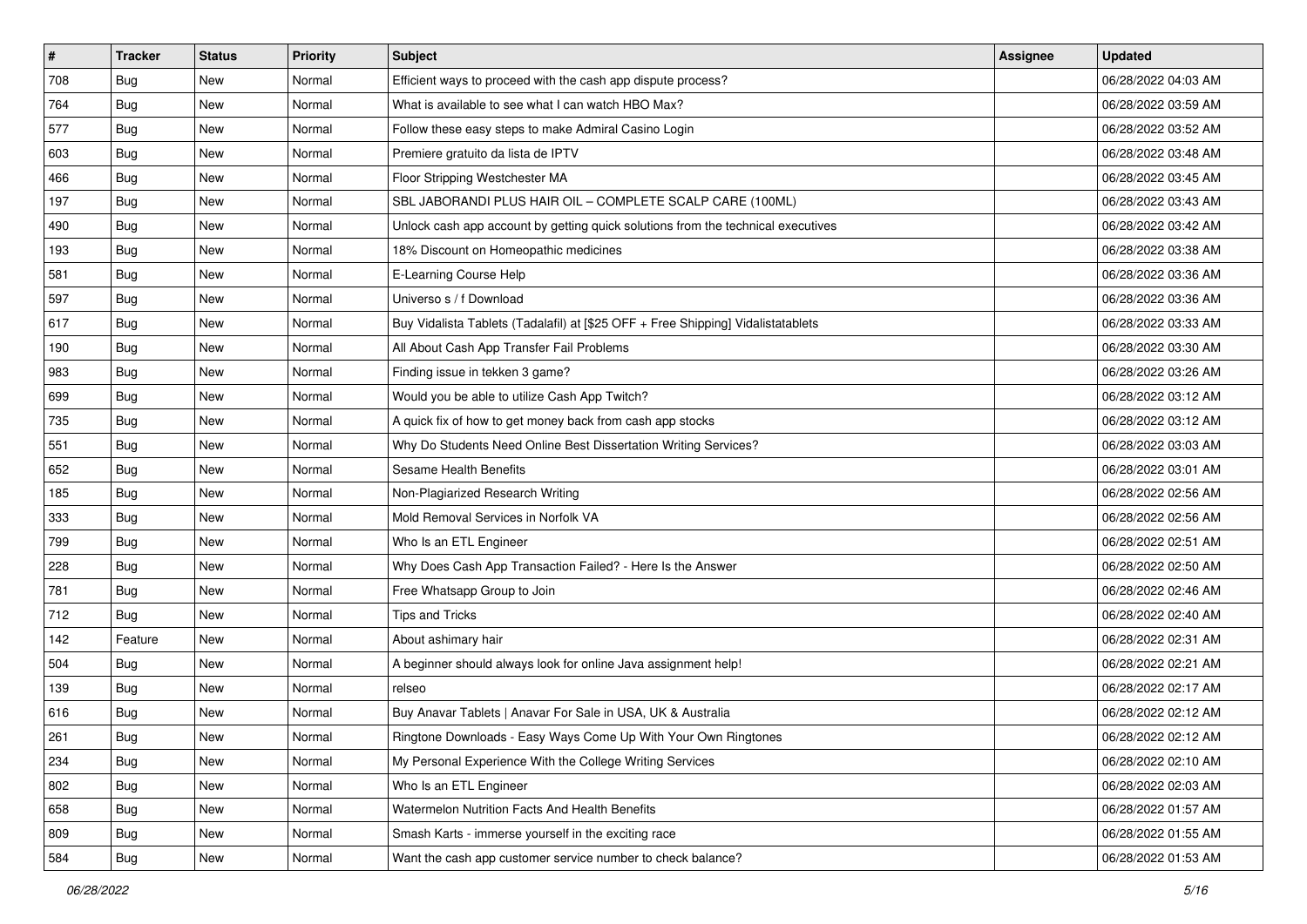| # | Tracker | Status | Priority | Subject | Assignee | Updated |
|---|---|---|---|---|---|---|
| 708 | Bug | New | Normal | Efficient ways to proceed with the cash app dispute process? | | 06/28/2022 04:03 AM |
| 764 | Bug | New | Normal | What is available to see what I can watch HBO Max? | | 06/28/2022 03:59 AM |
| 577 | Bug | New | Normal | Follow these easy steps to make Admiral Casino Login | | 06/28/2022 03:52 AM |
| 603 | Bug | New | Normal | Premiere gratuito da lista de IPTV | | 06/28/2022 03:48 AM |
| 466 | Bug | New | Normal | Floor Stripping Westchester MA | | 06/28/2022 03:45 AM |
| 197 | Bug | New | Normal | SBL JABORANDI PLUS HAIR OIL – COMPLETE SCALP CARE (100ML) | | 06/28/2022 03:43 AM |
| 490 | Bug | New | Normal | Unlock cash app account by getting quick solutions from the technical executives | | 06/28/2022 03:42 AM |
| 193 | Bug | New | Normal | 18% Discount on Homeopathic medicines | | 06/28/2022 03:38 AM |
| 581 | Bug | New | Normal | E-Learning Course Help | | 06/28/2022 03:36 AM |
| 597 | Bug | New | Normal | Universo s / f Download | | 06/28/2022 03:36 AM |
| 617 | Bug | New | Normal | Buy Vidalista Tablets (Tadalafil) at [$25 OFF + Free Shipping] Vidalistatablets | | 06/28/2022 03:33 AM |
| 190 | Bug | New | Normal | All About Cash App Transfer Fail Problems | | 06/28/2022 03:30 AM |
| 983 | Bug | New | Normal | Finding issue in tekken 3 game? | | 06/28/2022 03:26 AM |
| 699 | Bug | New | Normal | Would you be able to utilize Cash App Twitch? | | 06/28/2022 03:12 AM |
| 735 | Bug | New | Normal | A quick fix of how to get money back from cash app stocks | | 06/28/2022 03:12 AM |
| 551 | Bug | New | Normal | Why Do Students Need Online Best Dissertation Writing Services? | | 06/28/2022 03:03 AM |
| 652 | Bug | New | Normal | Sesame Health Benefits | | 06/28/2022 03:01 AM |
| 185 | Bug | New | Normal | Non-Plagiarized Research Writing | | 06/28/2022 02:56 AM |
| 333 | Bug | New | Normal | Mold Removal Services in Norfolk VA | | 06/28/2022 02:56 AM |
| 799 | Bug | New | Normal | Who Is an ETL Engineer | | 06/28/2022 02:51 AM |
| 228 | Bug | New | Normal | Why Does Cash App Transaction Failed? - Here Is the Answer | | 06/28/2022 02:50 AM |
| 781 | Bug | New | Normal | Free Whatsapp Group to Join | | 06/28/2022 02:46 AM |
| 712 | Bug | New | Normal | Tips and Tricks | | 06/28/2022 02:40 AM |
| 142 | Feature | New | Normal | About ashimary hair | | 06/28/2022 02:31 AM |
| 504 | Bug | New | Normal | A beginner should always look for online Java assignment help! | | 06/28/2022 02:21 AM |
| 139 | Bug | New | Normal | relseo | | 06/28/2022 02:17 AM |
| 616 | Bug | New | Normal | Buy Anavar Tablets \| Anavar For Sale in USA, UK & Australia | | 06/28/2022 02:12 AM |
| 261 | Bug | New | Normal | Ringtone Downloads - Easy Ways Come Up With Your Own Ringtones | | 06/28/2022 02:12 AM |
| 234 | Bug | New | Normal | My Personal Experience With the College Writing Services | | 06/28/2022 02:10 AM |
| 802 | Bug | New | Normal | Who Is an ETL Engineer | | 06/28/2022 02:03 AM |
| 658 | Bug | New | Normal | Watermelon Nutrition Facts And Health Benefits | | 06/28/2022 01:57 AM |
| 809 | Bug | New | Normal | Smash Karts - immerse yourself in the exciting race | | 06/28/2022 01:55 AM |
| 584 | Bug | New | Normal | Want the cash app customer service number to check balance? | | 06/28/2022 01:53 AM |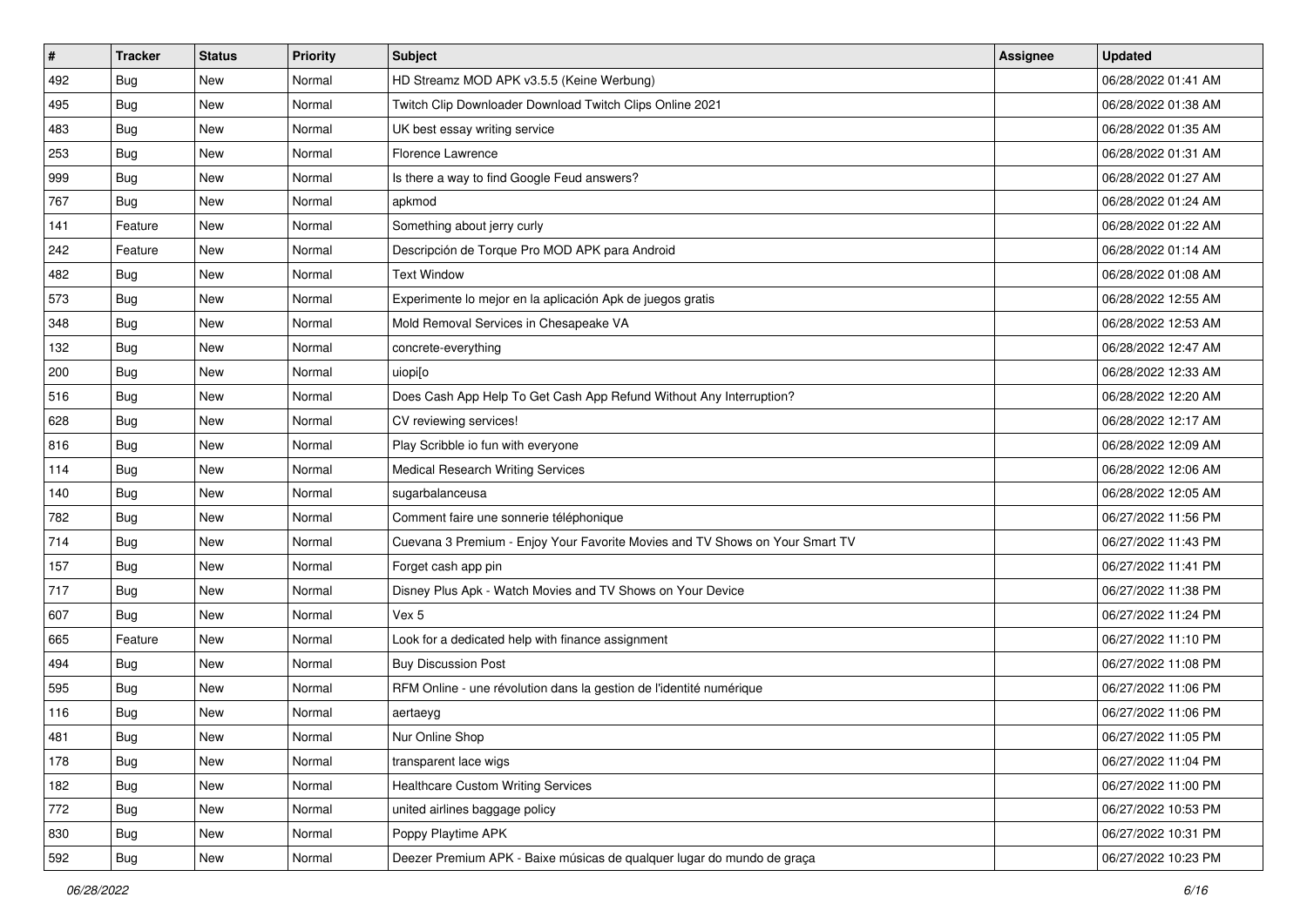| # | Tracker | Status | Priority | Subject | Assignee | Updated |
|---|---|---|---|---|---|---|
| 492 | Bug | New | Normal | HD Streamz MOD APK v3.5.5 (Keine Werbung) | | 06/28/2022 01:41 AM |
| 495 | Bug | New | Normal | Twitch Clip Downloader Download Twitch Clips Online 2021 | | 06/28/2022 01:38 AM |
| 483 | Bug | New | Normal | UK best essay writing service | | 06/28/2022 01:35 AM |
| 253 | Bug | New | Normal | Florence Lawrence | | 06/28/2022 01:31 AM |
| 999 | Bug | New | Normal | Is there a way to find Google Feud answers? | | 06/28/2022 01:27 AM |
| 767 | Bug | New | Normal | apkmod | | 06/28/2022 01:24 AM |
| 141 | Feature | New | Normal | Something about jerry curly | | 06/28/2022 01:22 AM |
| 242 | Feature | New | Normal | Descripción de Torque Pro MOD APK para Android | | 06/28/2022 01:14 AM |
| 482 | Bug | New | Normal | Text Window | | 06/28/2022 01:08 AM |
| 573 | Bug | New | Normal | Experimente lo mejor en la aplicación Apk de juegos gratis | | 06/28/2022 12:55 AM |
| 348 | Bug | New | Normal | Mold Removal Services in Chesapeake VA | | 06/28/2022 12:53 AM |
| 132 | Bug | New | Normal | concrete-everything | | 06/28/2022 12:47 AM |
| 200 | Bug | New | Normal | uiopi[o | | 06/28/2022 12:33 AM |
| 516 | Bug | New | Normal | Does Cash App Help To Get Cash App Refund Without Any Interruption? | | 06/28/2022 12:20 AM |
| 628 | Bug | New | Normal | CV reviewing services! | | 06/28/2022 12:17 AM |
| 816 | Bug | New | Normal | Play Scribble io fun with everyone | | 06/28/2022 12:09 AM |
| 114 | Bug | New | Normal | Medical Research Writing Services | | 06/28/2022 12:06 AM |
| 140 | Bug | New | Normal | sugarbalanceusa | | 06/28/2022 12:05 AM |
| 782 | Bug | New | Normal | Comment faire une sonnerie téléphonique | | 06/27/2022 11:56 PM |
| 714 | Bug | New | Normal | Cuevana 3 Premium - Enjoy Your Favorite Movies and TV Shows on Your Smart TV | | 06/27/2022 11:43 PM |
| 157 | Bug | New | Normal | Forget cash app pin | | 06/27/2022 11:41 PM |
| 717 | Bug | New | Normal | Disney Plus Apk - Watch Movies and TV Shows on Your Device | | 06/27/2022 11:38 PM |
| 607 | Bug | New | Normal | Vex 5 | | 06/27/2022 11:24 PM |
| 665 | Feature | New | Normal | Look for a dedicated help with finance assignment | | 06/27/2022 11:10 PM |
| 494 | Bug | New | Normal | Buy Discussion Post | | 06/27/2022 11:08 PM |
| 595 | Bug | New | Normal | RFM Online - une révolution dans la gestion de l'identité numérique | | 06/27/2022 11:06 PM |
| 116 | Bug | New | Normal | aertaeyg | | 06/27/2022 11:06 PM |
| 481 | Bug | New | Normal | Nur Online Shop | | 06/27/2022 11:05 PM |
| 178 | Bug | New | Normal | transparent lace wigs | | 06/27/2022 11:04 PM |
| 182 | Bug | New | Normal | Healthcare Custom Writing Services | | 06/27/2022 11:00 PM |
| 772 | Bug | New | Normal | united airlines baggage policy | | 06/27/2022 10:53 PM |
| 830 | Bug | New | Normal | Poppy Playtime APK | | 06/27/2022 10:31 PM |
| 592 | Bug | New | Normal | Deezer Premium APK - Baixe músicas de qualquer lugar do mundo de graça | | 06/27/2022 10:23 PM |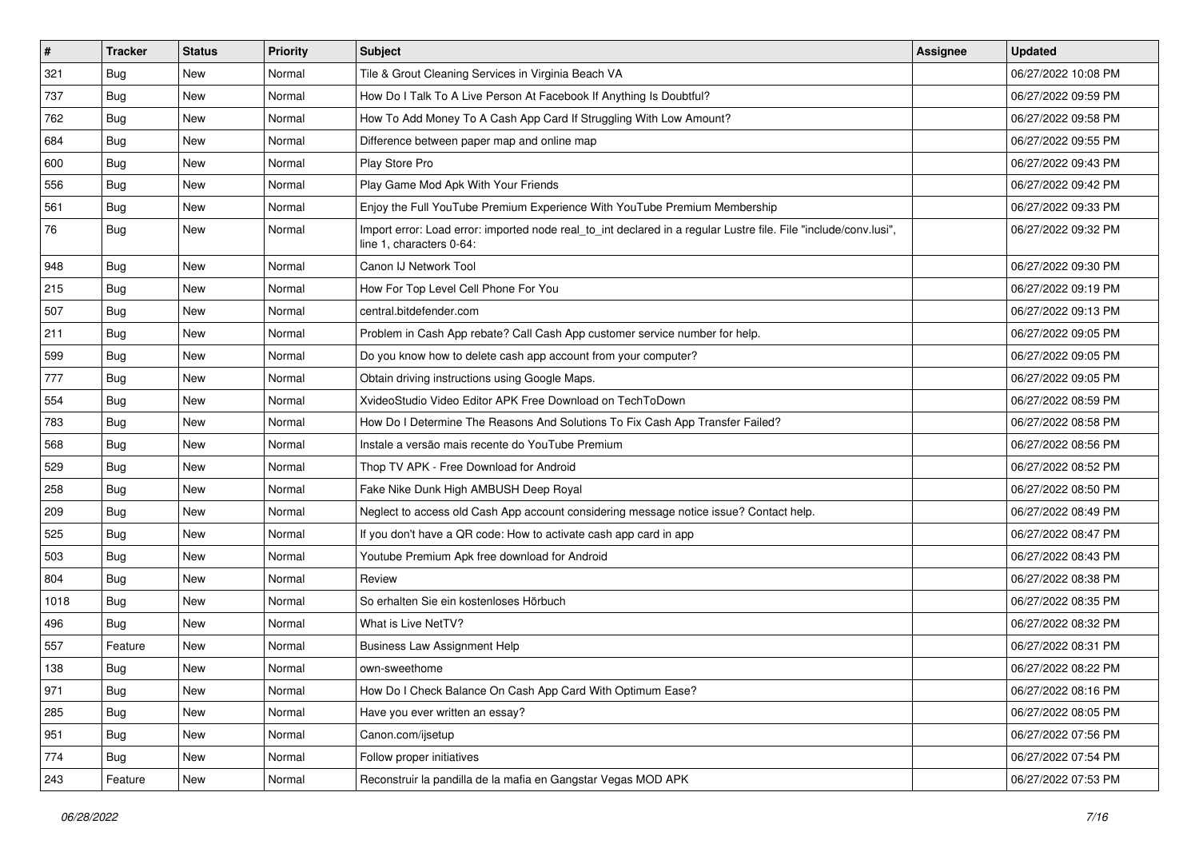| # | Tracker | Status | Priority | Subject | Assignee | Updated |
|---|---|---|---|---|---|---|
| 321 | Bug | New | Normal | Tile & Grout Cleaning Services in Virginia Beach VA | | 06/27/2022 10:08 PM |
| 737 | Bug | New | Normal | How Do I Talk To A Live Person At Facebook If Anything Is Doubtful? | | 06/27/2022 09:59 PM |
| 762 | Bug | New | Normal | How To Add Money To A Cash App Card If Struggling With Low Amount? | | 06/27/2022 09:58 PM |
| 684 | Bug | New | Normal | Difference between paper map and online map | | 06/27/2022 09:55 PM |
| 600 | Bug | New | Normal | Play Store Pro | | 06/27/2022 09:43 PM |
| 556 | Bug | New | Normal | Play Game Mod Apk With Your Friends | | 06/27/2022 09:42 PM |
| 561 | Bug | New | Normal | Enjoy the Full YouTube Premium Experience With YouTube Premium Membership | | 06/27/2022 09:33 PM |
| 76 | Bug | New | Normal | Import error: Load error: imported node real_to_int declared in a regular Lustre file. File "include/conv.lusi", line 1, characters 0-64: | | 06/27/2022 09:32 PM |
| 948 | Bug | New | Normal | Canon IJ Network Tool | | 06/27/2022 09:30 PM |
| 215 | Bug | New | Normal | How For Top Level Cell Phone For You | | 06/27/2022 09:19 PM |
| 507 | Bug | New | Normal | central.bitdefender.com | | 06/27/2022 09:13 PM |
| 211 | Bug | New | Normal | Problem in Cash App rebate? Call Cash App customer service number for help. | | 06/27/2022 09:05 PM |
| 599 | Bug | New | Normal | Do you know how to delete cash app account from your computer? | | 06/27/2022 09:05 PM |
| 777 | Bug | New | Normal | Obtain driving instructions using Google Maps. | | 06/27/2022 09:05 PM |
| 554 | Bug | New | Normal | XvideoStudio Video Editor APK Free Download on TechToDown | | 06/27/2022 08:59 PM |
| 783 | Bug | New | Normal | How Do I Determine The Reasons And Solutions To Fix Cash App Transfer Failed? | | 06/27/2022 08:58 PM |
| 568 | Bug | New | Normal | Instale a versão mais recente do YouTube Premium | | 06/27/2022 08:56 PM |
| 529 | Bug | New | Normal | Thop TV APK - Free Download for Android | | 06/27/2022 08:52 PM |
| 258 | Bug | New | Normal | Fake Nike Dunk High AMBUSH Deep Royal | | 06/27/2022 08:50 PM |
| 209 | Bug | New | Normal | Neglect to access old Cash App account considering message notice issue? Contact help. | | 06/27/2022 08:49 PM |
| 525 | Bug | New | Normal | If you don't have a QR code: How to activate cash app card in app | | 06/27/2022 08:47 PM |
| 503 | Bug | New | Normal | Youtube Premium Apk free download for Android | | 06/27/2022 08:43 PM |
| 804 | Bug | New | Normal | Review | | 06/27/2022 08:38 PM |
| 1018 | Bug | New | Normal | So erhalten Sie ein kostenloses Hörbuch | | 06/27/2022 08:35 PM |
| 496 | Bug | New | Normal | What is Live NetTV? | | 06/27/2022 08:32 PM |
| 557 | Feature | New | Normal | Business Law Assignment Help | | 06/27/2022 08:31 PM |
| 138 | Bug | New | Normal | own-sweethome | | 06/27/2022 08:22 PM |
| 971 | Bug | New | Normal | How Do I Check Balance On Cash App Card With Optimum Ease? | | 06/27/2022 08:16 PM |
| 285 | Bug | New | Normal | Have you ever written an essay? | | 06/27/2022 08:05 PM |
| 951 | Bug | New | Normal | Canon.com/ijsetup | | 06/27/2022 07:56 PM |
| 774 | Bug | New | Normal | Follow proper initiatives | | 06/27/2022 07:54 PM |
| 243 | Feature | New | Normal | Reconstruir la pandilla de la mafia en Gangstar Vegas MOD APK | | 06/27/2022 07:53 PM |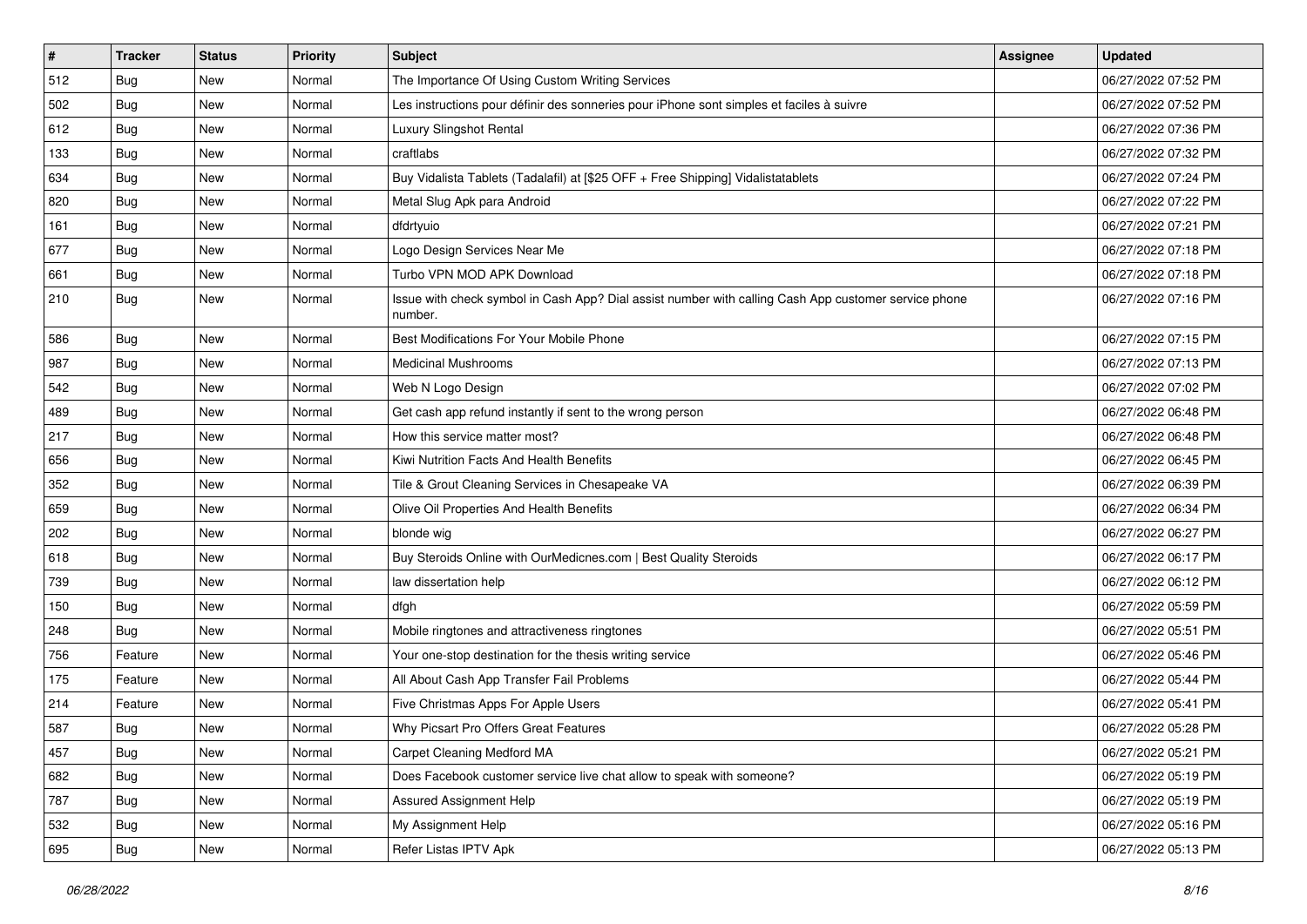| # | Tracker | Status | Priority | Subject | Assignee | Updated |
| --- | --- | --- | --- | --- | --- | --- |
| 512 | Bug | New | Normal | The Importance Of Using Custom Writing Services | | 06/27/2022 07:52 PM |
| 502 | Bug | New | Normal | Les instructions pour définir des sonneries pour iPhone sont simples et faciles à suivre | | 06/27/2022 07:52 PM |
| 612 | Bug | New | Normal | Luxury Slingshot Rental | | 06/27/2022 07:36 PM |
| 133 | Bug | New | Normal | craftlabs | | 06/27/2022 07:32 PM |
| 634 | Bug | New | Normal | Buy Vidalista Tablets (Tadalafil) at [$25 OFF + Free Shipping] Vidalistatablets | | 06/27/2022 07:24 PM |
| 820 | Bug | New | Normal | Metal Slug Apk para Android | | 06/27/2022 07:22 PM |
| 161 | Bug | New | Normal | dfdrtyuio | | 06/27/2022 07:21 PM |
| 677 | Bug | New | Normal | Logo Design Services Near Me | | 06/27/2022 07:18 PM |
| 661 | Bug | New | Normal | Turbo VPN MOD APK Download | | 06/27/2022 07:18 PM |
| 210 | Bug | New | Normal | Issue with check symbol in Cash App? Dial assist number with calling Cash App customer service phone number. | | 06/27/2022 07:16 PM |
| 586 | Bug | New | Normal | Best Modifications For Your Mobile Phone | | 06/27/2022 07:15 PM |
| 987 | Bug | New | Normal | Medicinal Mushrooms | | 06/27/2022 07:13 PM |
| 542 | Bug | New | Normal | Web N Logo Design | | 06/27/2022 07:02 PM |
| 489 | Bug | New | Normal | Get cash app refund instantly if sent to the wrong person | | 06/27/2022 06:48 PM |
| 217 | Bug | New | Normal | How this service matter most? | | 06/27/2022 06:48 PM |
| 656 | Bug | New | Normal | Kiwi Nutrition Facts And Health Benefits | | 06/27/2022 06:45 PM |
| 352 | Bug | New | Normal | Tile & Grout Cleaning Services in Chesapeake VA | | 06/27/2022 06:39 PM |
| 659 | Bug | New | Normal | Olive Oil Properties And Health Benefits | | 06/27/2022 06:34 PM |
| 202 | Bug | New | Normal | blonde wig | | 06/27/2022 06:27 PM |
| 618 | Bug | New | Normal | Buy Steroids Online with OurMedicnes.com \| Best Quality Steroids | | 06/27/2022 06:17 PM |
| 739 | Bug | New | Normal | law dissertation help | | 06/27/2022 06:12 PM |
| 150 | Bug | New | Normal | dfgh | | 06/27/2022 05:59 PM |
| 248 | Bug | New | Normal | Mobile ringtones and attractiveness ringtones | | 06/27/2022 05:51 PM |
| 756 | Feature | New | Normal | Your one-stop destination for the thesis writing service | | 06/27/2022 05:46 PM |
| 175 | Feature | New | Normal | All About Cash App Transfer Fail Problems | | 06/27/2022 05:44 PM |
| 214 | Feature | New | Normal | Five Christmas Apps For Apple Users | | 06/27/2022 05:41 PM |
| 587 | Bug | New | Normal | Why Picsart Pro Offers Great Features | | 06/27/2022 05:28 PM |
| 457 | Bug | New | Normal | Carpet Cleaning Medford MA | | 06/27/2022 05:21 PM |
| 682 | Bug | New | Normal | Does Facebook customer service live chat allow to speak with someone? | | 06/27/2022 05:19 PM |
| 787 | Bug | New | Normal | Assured Assignment Help | | 06/27/2022 05:19 PM |
| 532 | Bug | New | Normal | My Assignment Help | | 06/27/2022 05:16 PM |
| 695 | Bug | New | Normal | Refer Listas IPTV Apk | | 06/27/2022 05:13 PM |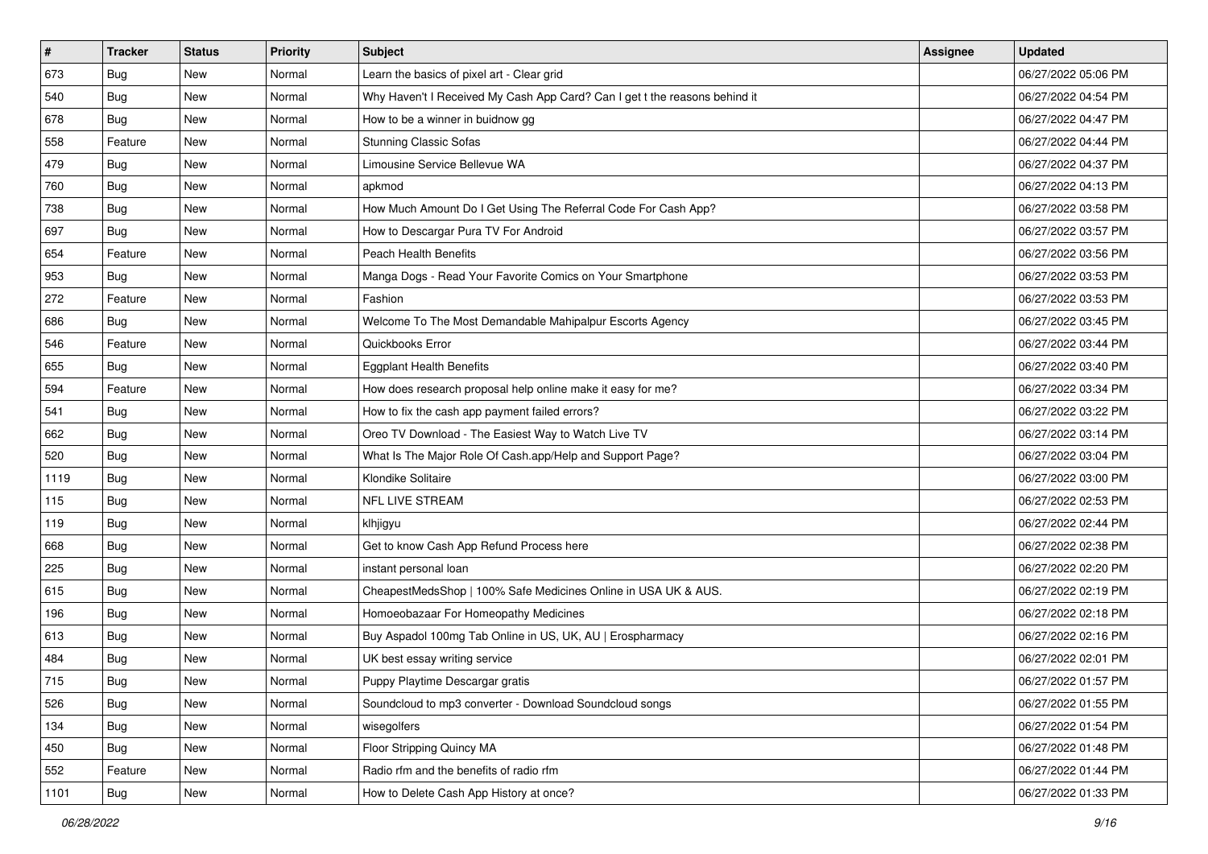| # | Tracker | Status | Priority | Subject | Assignee | Updated |
|---|---|---|---|---|---|---|
| 673 | Bug | New | Normal | Learn the basics of pixel art - Clear grid | | 06/27/2022 05:06 PM |
| 540 | Bug | New | Normal | Why Haven't I Received My Cash App Card? Can I get t the reasons behind it | | 06/27/2022 04:54 PM |
| 678 | Bug | New | Normal | How to be a winner in buidnow gg | | 06/27/2022 04:47 PM |
| 558 | Feature | New | Normal | Stunning Classic Sofas | | 06/27/2022 04:44 PM |
| 479 | Bug | New | Normal | Limousine Service Bellevue WA | | 06/27/2022 04:37 PM |
| 760 | Bug | New | Normal | apkmod | | 06/27/2022 04:13 PM |
| 738 | Bug | New | Normal | How Much Amount Do I Get Using The Referral Code For Cash App? | | 06/27/2022 03:58 PM |
| 697 | Bug | New | Normal | How to Descargar Pura TV For Android | | 06/27/2022 03:57 PM |
| 654 | Feature | New | Normal | Peach Health Benefits | | 06/27/2022 03:56 PM |
| 953 | Bug | New | Normal | Manga Dogs - Read Your Favorite Comics on Your Smartphone | | 06/27/2022 03:53 PM |
| 272 | Feature | New | Normal | Fashion | | 06/27/2022 03:53 PM |
| 686 | Bug | New | Normal | Welcome To The Most Demandable Mahipalpur Escorts Agency | | 06/27/2022 03:45 PM |
| 546 | Feature | New | Normal | Quickbooks Error | | 06/27/2022 03:44 PM |
| 655 | Bug | New | Normal | Eggplant Health Benefits | | 06/27/2022 03:40 PM |
| 594 | Feature | New | Normal | How does research proposal help online make it easy for me? | | 06/27/2022 03:34 PM |
| 541 | Bug | New | Normal | How to fix the cash app payment failed errors? | | 06/27/2022 03:22 PM |
| 662 | Bug | New | Normal | Oreo TV Download - The Easiest Way to Watch Live TV | | 06/27/2022 03:14 PM |
| 520 | Bug | New | Normal | What Is The Major Role Of Cash.app/Help and Support Page? | | 06/27/2022 03:04 PM |
| 1119 | Bug | New | Normal | Klondike Solitaire | | 06/27/2022 03:00 PM |
| 115 | Bug | New | Normal | NFL LIVE STREAM | | 06/27/2022 02:53 PM |
| 119 | Bug | New | Normal | klhjigyu | | 06/27/2022 02:44 PM |
| 668 | Bug | New | Normal | Get to know Cash App Refund Process here | | 06/27/2022 02:38 PM |
| 225 | Bug | New | Normal | instant personal loan | | 06/27/2022 02:20 PM |
| 615 | Bug | New | Normal | CheapestMedsShop \| 100% Safe Medicines Online in USA UK & AUS. | | 06/27/2022 02:19 PM |
| 196 | Bug | New | Normal | Homoeobazaar For Homeopathy Medicines | | 06/27/2022 02:18 PM |
| 613 | Bug | New | Normal | Buy Aspadol 100mg Tab Online in US, UK, AU \| Erospharmacy | | 06/27/2022 02:16 PM |
| 484 | Bug | New | Normal | UK best essay writing service | | 06/27/2022 02:01 PM |
| 715 | Bug | New | Normal | Puppy Playtime Descargar gratis | | 06/27/2022 01:57 PM |
| 526 | Bug | New | Normal | Soundcloud to mp3 converter - Download Soundcloud songs | | 06/27/2022 01:55 PM |
| 134 | Bug | New | Normal | wisegolfers | | 06/27/2022 01:54 PM |
| 450 | Bug | New | Normal | Floor Stripping Quincy MA | | 06/27/2022 01:48 PM |
| 552 | Feature | New | Normal | Radio rfm and the benefits of radio rfm | | 06/27/2022 01:44 PM |
| 1101 | Bug | New | Normal | How to Delete Cash App History at once? | | 06/27/2022 01:33 PM |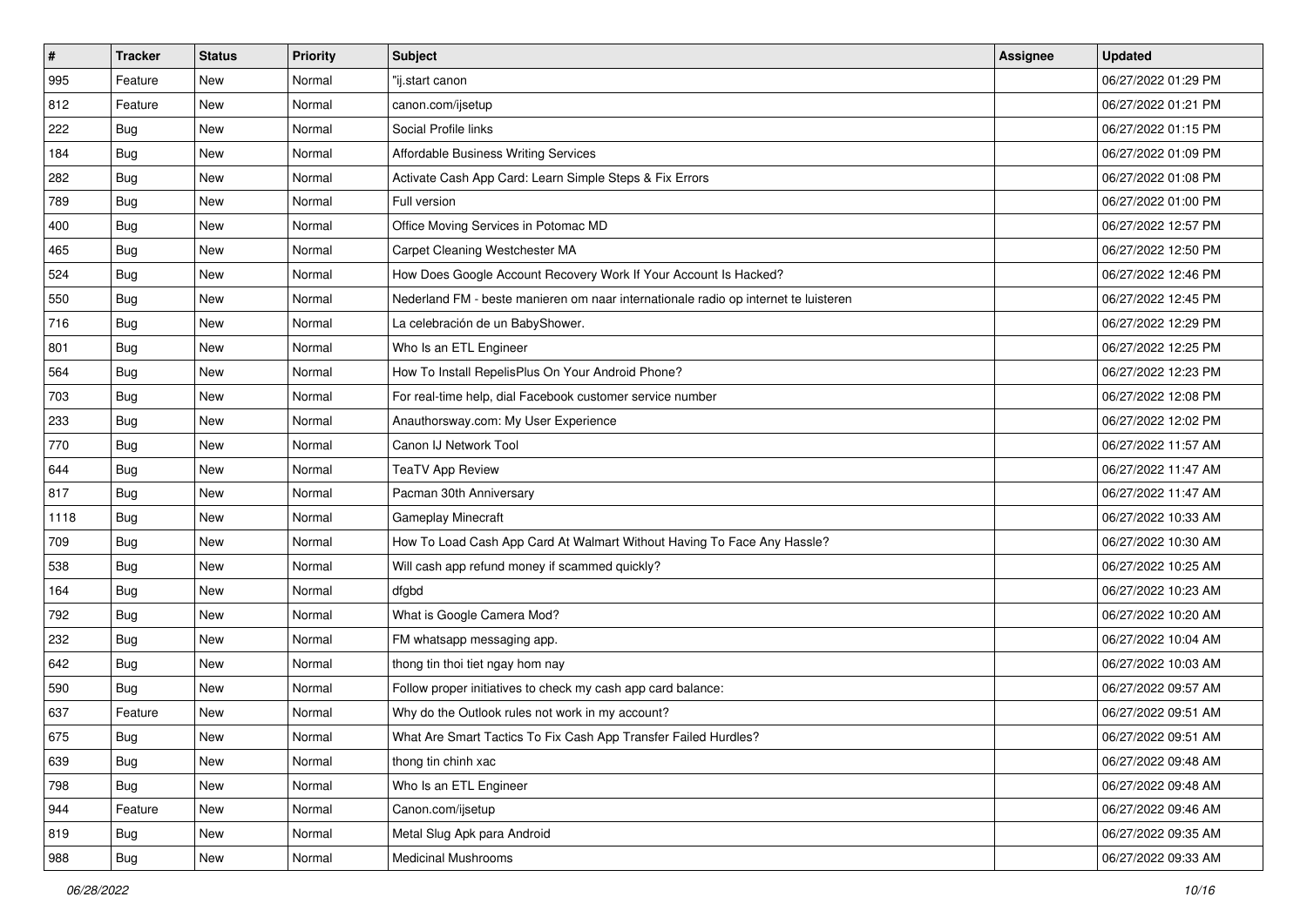| # | Tracker | Status | Priority | Subject | Assignee | Updated |
|---|---|---|---|---|---|---|
| 995 | Feature | New | Normal | "ij.start canon | | 06/27/2022 01:29 PM |
| 812 | Feature | New | Normal | canon.com/ijsetup | | 06/27/2022 01:21 PM |
| 222 | Bug | New | Normal | Social Profile links | | 06/27/2022 01:15 PM |
| 184 | Bug | New | Normal | Affordable Business Writing Services | | 06/27/2022 01:09 PM |
| 282 | Bug | New | Normal | Activate Cash App Card: Learn Simple Steps & Fix Errors | | 06/27/2022 01:08 PM |
| 789 | Bug | New | Normal | Full version | | 06/27/2022 01:00 PM |
| 400 | Bug | New | Normal | Office Moving Services in Potomac MD | | 06/27/2022 12:57 PM |
| 465 | Bug | New | Normal | Carpet Cleaning Westchester MA | | 06/27/2022 12:50 PM |
| 524 | Bug | New | Normal | How Does Google Account Recovery Work If Your Account Is Hacked? | | 06/27/2022 12:46 PM |
| 550 | Bug | New | Normal | Nederland FM - beste manieren om naar internationale radio op internet te luisteren | | 06/27/2022 12:45 PM |
| 716 | Bug | New | Normal | La celebración de un BabyShower. | | 06/27/2022 12:29 PM |
| 801 | Bug | New | Normal | Who Is an ETL Engineer | | 06/27/2022 12:25 PM |
| 564 | Bug | New | Normal | How To Install RepelisPlus On Your Android Phone? | | 06/27/2022 12:23 PM |
| 703 | Bug | New | Normal | For real-time help, dial Facebook customer service number | | 06/27/2022 12:08 PM |
| 233 | Bug | New | Normal | Anauthorsway.com: My User Experience | | 06/27/2022 12:02 PM |
| 770 | Bug | New | Normal | Canon IJ Network Tool | | 06/27/2022 11:57 AM |
| 644 | Bug | New | Normal | TeaTV App Review | | 06/27/2022 11:47 AM |
| 817 | Bug | New | Normal | Pacman 30th Anniversary | | 06/27/2022 11:47 AM |
| 1118 | Bug | New | Normal | Gameplay Minecraft | | 06/27/2022 10:33 AM |
| 709 | Bug | New | Normal | How To Load Cash App Card At Walmart Without Having To Face Any Hassle? | | 06/27/2022 10:30 AM |
| 538 | Bug | New | Normal | Will cash app refund money if scammed quickly? | | 06/27/2022 10:25 AM |
| 164 | Bug | New | Normal | dfgbd | | 06/27/2022 10:23 AM |
| 792 | Bug | New | Normal | What is Google Camera Mod? | | 06/27/2022 10:20 AM |
| 232 | Bug | New | Normal | FM whatsapp messaging app. | | 06/27/2022 10:04 AM |
| 642 | Bug | New | Normal | thong tin thoi tiet ngay hom nay | | 06/27/2022 10:03 AM |
| 590 | Bug | New | Normal | Follow proper initiatives to check my cash app card balance: | | 06/27/2022 09:57 AM |
| 637 | Feature | New | Normal | Why do the Outlook rules not work in my account? | | 06/27/2022 09:51 AM |
| 675 | Bug | New | Normal | What Are Smart Tactics To Fix Cash App Transfer Failed Hurdles? | | 06/27/2022 09:51 AM |
| 639 | Bug | New | Normal | thong tin chinh xac | | 06/27/2022 09:48 AM |
| 798 | Bug | New | Normal | Who Is an ETL Engineer | | 06/27/2022 09:48 AM |
| 944 | Feature | New | Normal | Canon.com/ijsetup | | 06/27/2022 09:46 AM |
| 819 | Bug | New | Normal | Metal Slug Apk para Android | | 06/27/2022 09:35 AM |
| 988 | Bug | New | Normal | Medicinal Mushrooms | | 06/27/2022 09:33 AM |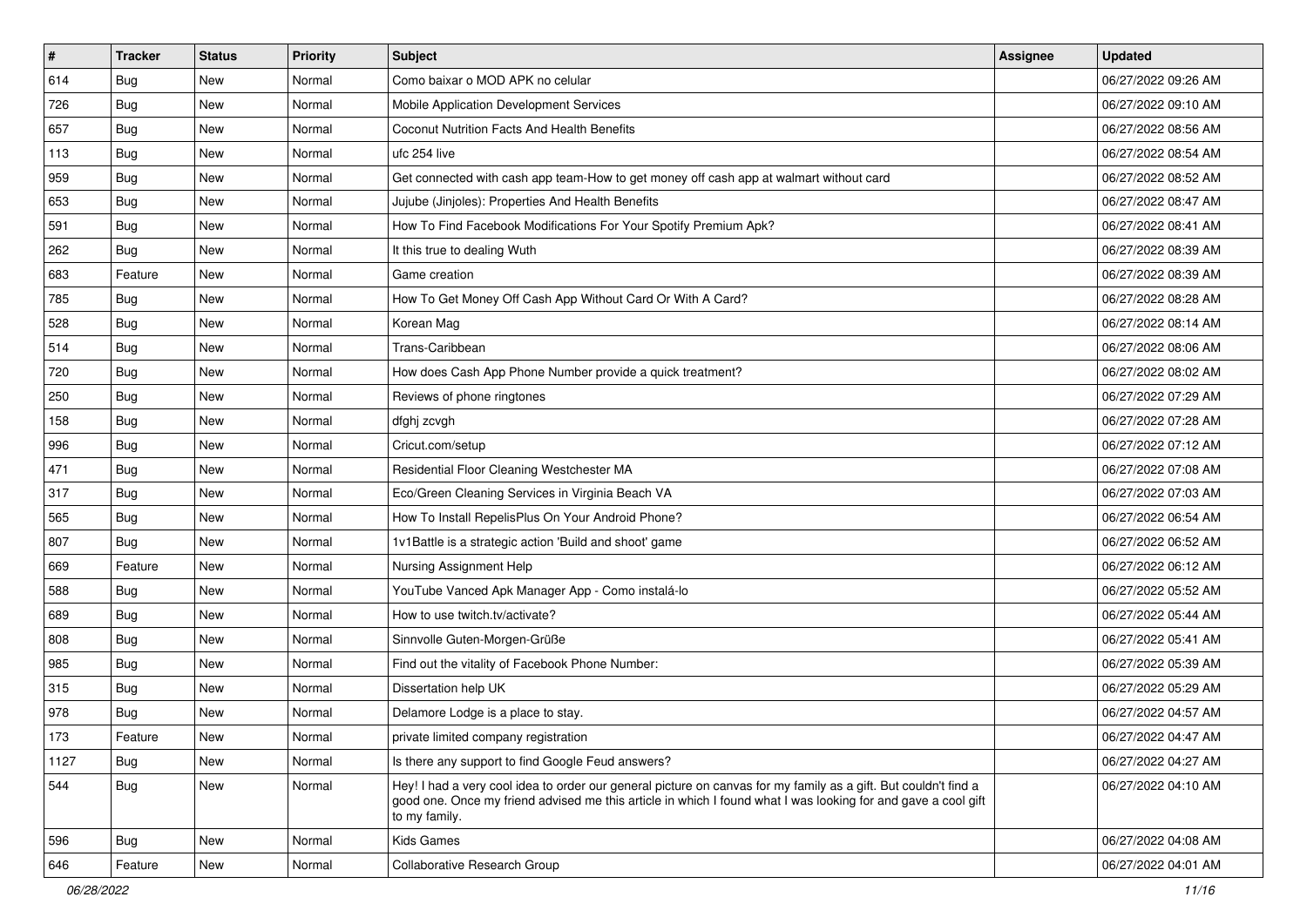| # | Tracker | Status | Priority | Subject | Assignee | Updated |
|---|---|---|---|---|---|---|
| 614 | Bug | New | Normal | Como baixar o MOD APK no celular | | 06/27/2022 09:26 AM |
| 726 | Bug | New | Normal | Mobile Application Development Services | | 06/27/2022 09:10 AM |
| 657 | Bug | New | Normal | Coconut Nutrition Facts And Health Benefits | | 06/27/2022 08:56 AM |
| 113 | Bug | New | Normal | ufc 254 live | | 06/27/2022 08:54 AM |
| 959 | Bug | New | Normal | Get connected with cash app team-How to get money off cash app at walmart without card | | 06/27/2022 08:52 AM |
| 653 | Bug | New | Normal | Jujube (Jinjoles): Properties And Health Benefits | | 06/27/2022 08:47 AM |
| 591 | Bug | New | Normal | How To Find Facebook Modifications For Your Spotify Premium Apk? | | 06/27/2022 08:41 AM |
| 262 | Bug | New | Normal | It this true to dealing Wuth | | 06/27/2022 08:39 AM |
| 683 | Feature | New | Normal | Game creation | | 06/27/2022 08:39 AM |
| 785 | Bug | New | Normal | How To Get Money Off Cash App Without Card Or With A Card? | | 06/27/2022 08:28 AM |
| 528 | Bug | New | Normal | Korean Mag | | 06/27/2022 08:14 AM |
| 514 | Bug | New | Normal | Trans-Caribbean | | 06/27/2022 08:06 AM |
| 720 | Bug | New | Normal | How does Cash App Phone Number provide a quick treatment? | | 06/27/2022 08:02 AM |
| 250 | Bug | New | Normal | Reviews of phone ringtones | | 06/27/2022 07:29 AM |
| 158 | Bug | New | Normal | dfghj zcvgh | | 06/27/2022 07:28 AM |
| 996 | Bug | New | Normal | Cricut.com/setup | | 06/27/2022 07:12 AM |
| 471 | Bug | New | Normal | Residential Floor Cleaning Westchester MA | | 06/27/2022 07:08 AM |
| 317 | Bug | New | Normal | Eco/Green Cleaning Services in Virginia Beach VA | | 06/27/2022 07:03 AM |
| 565 | Bug | New | Normal | How To Install RepelisPlus On Your Android Phone? | | 06/27/2022 06:54 AM |
| 807 | Bug | New | Normal | 1v1Battle is a strategic action 'Build and shoot' game | | 06/27/2022 06:52 AM |
| 669 | Feature | New | Normal | Nursing Assignment Help | | 06/27/2022 06:12 AM |
| 588 | Bug | New | Normal | YouTube Vanced Apk Manager App - Como instalá-lo | | 06/27/2022 05:52 AM |
| 689 | Bug | New | Normal | How to use twitch.tv/activate? | | 06/27/2022 05:44 AM |
| 808 | Bug | New | Normal | Sinnvolle Guten-Morgen-Grüße | | 06/27/2022 05:41 AM |
| 985 | Bug | New | Normal | Find out the vitality of Facebook Phone Number: | | 06/27/2022 05:39 AM |
| 315 | Bug | New | Normal | Dissertation help UK | | 06/27/2022 05:29 AM |
| 978 | Bug | New | Normal | Delamore Lodge is a place to stay. | | 06/27/2022 04:57 AM |
| 173 | Feature | New | Normal | private limited company registration | | 06/27/2022 04:47 AM |
| 1127 | Bug | New | Normal | Is there any support to find Google Feud answers? | | 06/27/2022 04:27 AM |
| 544 | Bug | New | Normal | Hey! I had a very cool idea to order our general picture on canvas for my family as a gift. But couldn't find a good one. Once my friend advised me this article in which I found what I was looking for and gave a cool gift to my family. | | 06/27/2022 04:10 AM |
| 596 | Bug | New | Normal | Kids Games | | 06/27/2022 04:08 AM |
| 646 | Feature | New | Normal | Collaborative Research Group | | 06/27/2022 04:01 AM |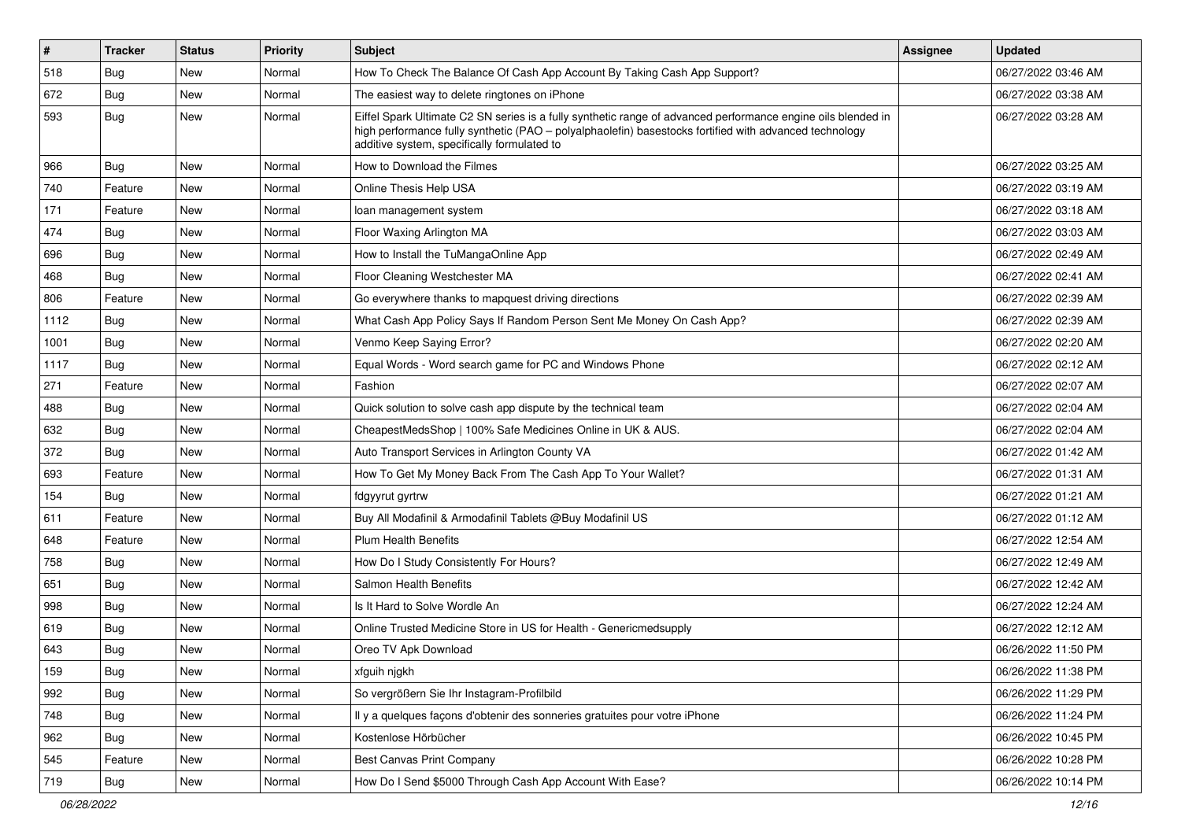| # | Tracker | Status | Priority | Subject | Assignee | Updated |
|---|---|---|---|---|---|---|
| 518 | Bug | New | Normal | How To Check The Balance Of Cash App Account By Taking Cash App Support? | | 06/27/2022 03:46 AM |
| 672 | Bug | New | Normal | The easiest way to delete ringtones on iPhone | | 06/27/2022 03:38 AM |
| 593 | Bug | New | Normal | Eiffel Spark Ultimate C2 SN series is a fully synthetic range of advanced performance engine oils blended in high performance fully synthetic (PAO – polyalphaolefin) basestocks fortified with advanced technology additive system, specifically formulated to | | 06/27/2022 03:28 AM |
| 966 | Bug | New | Normal | How to Download the Filmes | | 06/27/2022 03:25 AM |
| 740 | Feature | New | Normal | Online Thesis Help USA | | 06/27/2022 03:19 AM |
| 171 | Feature | New | Normal | loan management system | | 06/27/2022 03:18 AM |
| 474 | Bug | New | Normal | Floor Waxing Arlington MA | | 06/27/2022 03:03 AM |
| 696 | Bug | New | Normal | How to Install the TuMangaOnline App | | 06/27/2022 02:49 AM |
| 468 | Bug | New | Normal | Floor Cleaning Westchester MA | | 06/27/2022 02:41 AM |
| 806 | Feature | New | Normal | Go everywhere thanks to mapquest driving directions | | 06/27/2022 02:39 AM |
| 1112 | Bug | New | Normal | What Cash App Policy Says If Random Person Sent Me Money On Cash App? | | 06/27/2022 02:39 AM |
| 1001 | Bug | New | Normal | Venmo Keep Saying Error? | | 06/27/2022 02:20 AM |
| 1117 | Bug | New | Normal | Equal Words - Word search game for PC and Windows Phone | | 06/27/2022 02:12 AM |
| 271 | Feature | New | Normal | Fashion | | 06/27/2022 02:07 AM |
| 488 | Bug | New | Normal | Quick solution to solve cash app dispute by the technical team | | 06/27/2022 02:04 AM |
| 632 | Bug | New | Normal | CheapestMedsShop \| 100% Safe Medicines Online in UK & AUS. | | 06/27/2022 02:04 AM |
| 372 | Bug | New | Normal | Auto Transport Services in Arlington County VA | | 06/27/2022 01:42 AM |
| 693 | Feature | New | Normal | How To Get My Money Back From The Cash App To Your Wallet? | | 06/27/2022 01:31 AM |
| 154 | Bug | New | Normal | fdgyyrut gyrtrw | | 06/27/2022 01:21 AM |
| 611 | Feature | New | Normal | Buy All Modafinil & Armodafinil Tablets @Buy Modafinil US | | 06/27/2022 01:12 AM |
| 648 | Feature | New | Normal | Plum Health Benefits | | 06/27/2022 12:54 AM |
| 758 | Bug | New | Normal | How Do I Study Consistently For Hours? | | 06/27/2022 12:49 AM |
| 651 | Bug | New | Normal | Salmon Health Benefits | | 06/27/2022 12:42 AM |
| 998 | Bug | New | Normal | Is It Hard to Solve Wordle An | | 06/27/2022 12:24 AM |
| 619 | Bug | New | Normal | Online Trusted Medicine Store in US for Health - Genericmedsupply | | 06/27/2022 12:12 AM |
| 643 | Bug | New | Normal | Oreo TV Apk Download | | 06/26/2022 11:50 PM |
| 159 | Bug | New | Normal | xfguih njgkh | | 06/26/2022 11:38 PM |
| 992 | Bug | New | Normal | So vergrößern Sie Ihr Instagram-Profilbild | | 06/26/2022 11:29 PM |
| 748 | Bug | New | Normal | Il y a quelques façons d'obtenir des sonneries gratuites pour votre iPhone | | 06/26/2022 11:24 PM |
| 962 | Bug | New | Normal | Kostenlose Hörbücher | | 06/26/2022 10:45 PM |
| 545 | Feature | New | Normal | Best Canvas Print Company | | 06/26/2022 10:28 PM |
| 719 | Bug | New | Normal | How Do I Send $5000 Through Cash App Account With Ease? | | 06/26/2022 10:14 PM |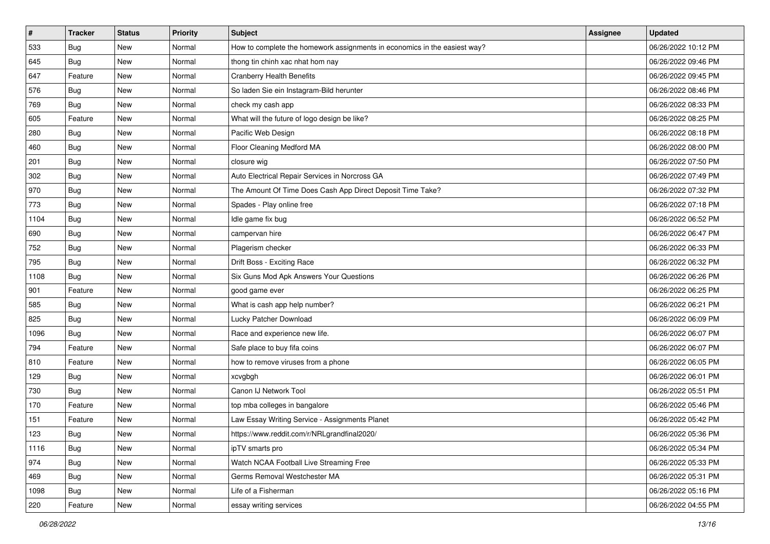| # | Tracker | Status | Priority | Subject | Assignee | Updated |
|---|---|---|---|---|---|---|
| 533 | Bug | New | Normal | How to complete the homework assignments in economics in the easiest way? | | 06/26/2022 10:12 PM |
| 645 | Bug | New | Normal | thong tin chinh xac nhat hom nay | | 06/26/2022 09:46 PM |
| 647 | Feature | New | Normal | Cranberry Health Benefits | | 06/26/2022 09:45 PM |
| 576 | Bug | New | Normal | So laden Sie ein Instagram-Bild herunter | | 06/26/2022 08:46 PM |
| 769 | Bug | New | Normal | check my cash app | | 06/26/2022 08:33 PM |
| 605 | Feature | New | Normal | What will the future of logo design be like? | | 06/26/2022 08:25 PM |
| 280 | Bug | New | Normal | Pacific Web Design | | 06/26/2022 08:18 PM |
| 460 | Bug | New | Normal | Floor Cleaning Medford MA | | 06/26/2022 08:00 PM |
| 201 | Bug | New | Normal | closure wig | | 06/26/2022 07:50 PM |
| 302 | Bug | New | Normal | Auto Electrical Repair Services in Norcross GA | | 06/26/2022 07:49 PM |
| 970 | Bug | New | Normal | The Amount Of Time Does Cash App Direct Deposit Time Take? | | 06/26/2022 07:32 PM |
| 773 | Bug | New | Normal | Spades - Play online free | | 06/26/2022 07:18 PM |
| 1104 | Bug | New | Normal | Idle game fix bug | | 06/26/2022 06:52 PM |
| 690 | Bug | New | Normal | campervan hire | | 06/26/2022 06:47 PM |
| 752 | Bug | New | Normal | Plagerism checker | | 06/26/2022 06:33 PM |
| 795 | Bug | New | Normal | Drift Boss - Exciting Race | | 06/26/2022 06:32 PM |
| 1108 | Bug | New | Normal | Six Guns Mod Apk Answers Your Questions | | 06/26/2022 06:26 PM |
| 901 | Feature | New | Normal | good game ever | | 06/26/2022 06:25 PM |
| 585 | Bug | New | Normal | What is cash app help number? | | 06/26/2022 06:21 PM |
| 825 | Bug | New | Normal | Lucky Patcher Download | | 06/26/2022 06:09 PM |
| 1096 | Bug | New | Normal | Race and experience new life. | | 06/26/2022 06:07 PM |
| 794 | Feature | New | Normal | Safe place to buy fifa coins | | 06/26/2022 06:07 PM |
| 810 | Feature | New | Normal | how to remove viruses from a phone | | 06/26/2022 06:05 PM |
| 129 | Bug | New | Normal | xcvgbgh | | 06/26/2022 06:01 PM |
| 730 | Bug | New | Normal | Canon IJ Network Tool | | 06/26/2022 05:51 PM |
| 170 | Feature | New | Normal | top mba colleges in bangalore | | 06/26/2022 05:46 PM |
| 151 | Feature | New | Normal | Law Essay Writing Service - Assignments Planet | | 06/26/2022 05:42 PM |
| 123 | Bug | New | Normal | https://www.reddit.com/r/NRLgrandfinal2020/ | | 06/26/2022 05:36 PM |
| 1116 | Bug | New | Normal | ipTV smarts pro | | 06/26/2022 05:34 PM |
| 974 | Bug | New | Normal | Watch NCAA Football Live Streaming Free | | 06/26/2022 05:33 PM |
| 469 | Bug | New | Normal | Germs Removal Westchester MA | | 06/26/2022 05:31 PM |
| 1098 | Bug | New | Normal | Life of a Fisherman | | 06/26/2022 05:16 PM |
| 220 | Feature | New | Normal | essay writing services | | 06/26/2022 04:55 PM |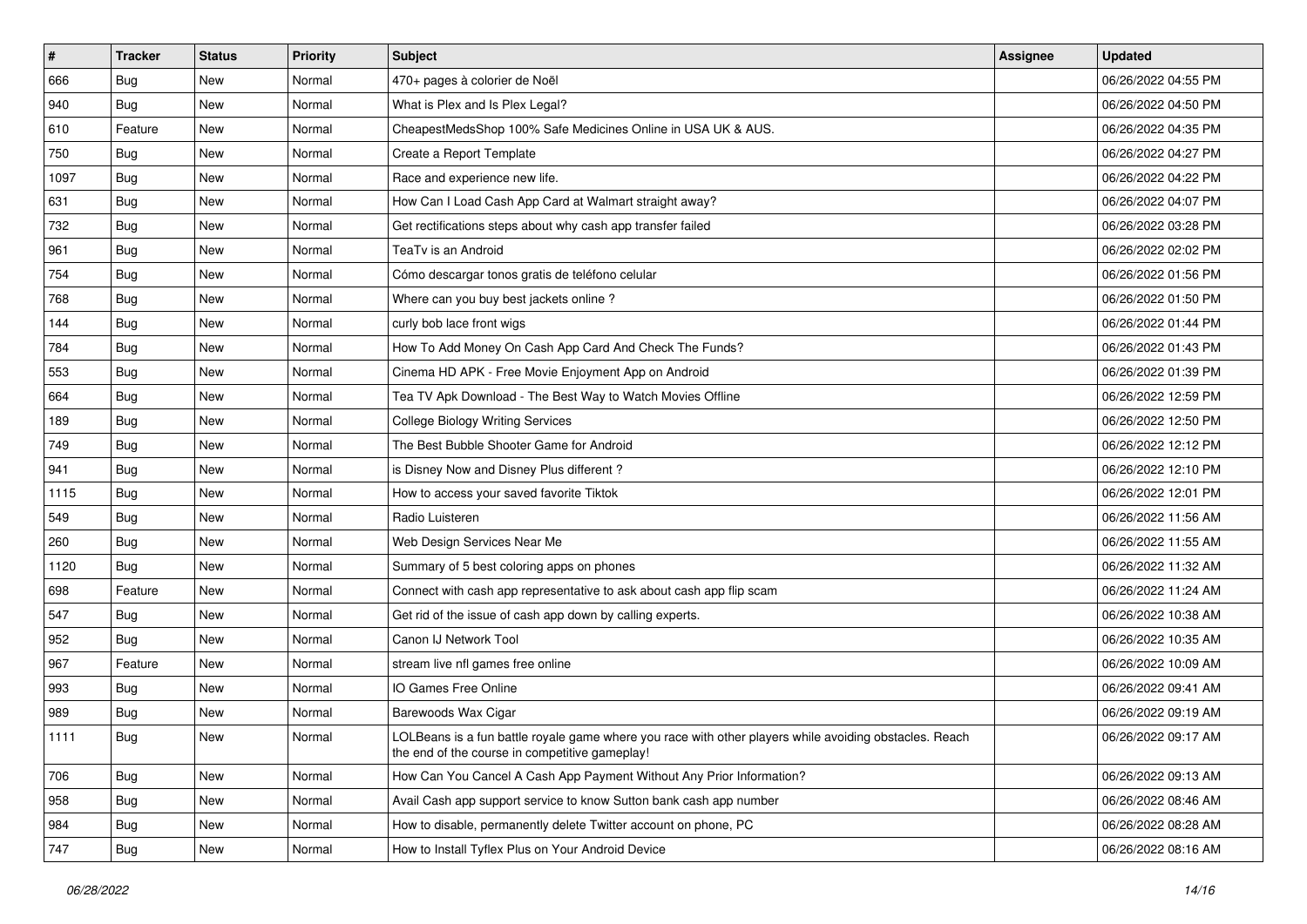| # | Tracker | Status | Priority | Subject | Assignee | Updated |
|---|---|---|---|---|---|---|
| 666 | Bug | New | Normal | 470+ pages à colorier de Noël | | 06/26/2022 04:55 PM |
| 940 | Bug | New | Normal | What is Plex and Is Plex Legal? | | 06/26/2022 04:50 PM |
| 610 | Feature | New | Normal | CheapestMedsShop 100% Safe Medicines Online in USA UK & AUS. | | 06/26/2022 04:35 PM |
| 750 | Bug | New | Normal | Create a Report Template | | 06/26/2022 04:27 PM |
| 1097 | Bug | New | Normal | Race and experience new life. | | 06/26/2022 04:22 PM |
| 631 | Bug | New | Normal | How Can I Load Cash App Card at Walmart straight away? | | 06/26/2022 04:07 PM |
| 732 | Bug | New | Normal | Get rectifications steps about why cash app transfer failed | | 06/26/2022 03:28 PM |
| 961 | Bug | New | Normal | TeaTv is an Android | | 06/26/2022 02:02 PM |
| 754 | Bug | New | Normal | Cómo descargar tonos gratis de teléfono celular | | 06/26/2022 01:56 PM |
| 768 | Bug | New | Normal | Where can you buy best jackets online ? | | 06/26/2022 01:50 PM |
| 144 | Bug | New | Normal | curly bob lace front wigs | | 06/26/2022 01:44 PM |
| 784 | Bug | New | Normal | How To Add Money On Cash App Card And Check The Funds? | | 06/26/2022 01:43 PM |
| 553 | Bug | New | Normal | Cinema HD APK - Free Movie Enjoyment App on Android | | 06/26/2022 01:39 PM |
| 664 | Bug | New | Normal | Tea TV Apk Download - The Best Way to Watch Movies Offline | | 06/26/2022 12:59 PM |
| 189 | Bug | New | Normal | College Biology Writing Services | | 06/26/2022 12:50 PM |
| 749 | Bug | New | Normal | The Best Bubble Shooter Game for Android | | 06/26/2022 12:12 PM |
| 941 | Bug | New | Normal | is Disney Now and Disney Plus different ? | | 06/26/2022 12:10 PM |
| 1115 | Bug | New | Normal | How to access your saved favorite Tiktok | | 06/26/2022 12:01 PM |
| 549 | Bug | New | Normal | Radio Luisteren | | 06/26/2022 11:56 AM |
| 260 | Bug | New | Normal | Web Design Services Near Me | | 06/26/2022 11:55 AM |
| 1120 | Bug | New | Normal | Summary of 5 best coloring apps on phones | | 06/26/2022 11:32 AM |
| 698 | Feature | New | Normal | Connect with cash app representative to ask about cash app flip scam | | 06/26/2022 11:24 AM |
| 547 | Bug | New | Normal | Get rid of the issue of cash app down by calling experts. | | 06/26/2022 10:38 AM |
| 952 | Bug | New | Normal | Canon IJ Network Tool | | 06/26/2022 10:35 AM |
| 967 | Feature | New | Normal | stream live nfl games free online | | 06/26/2022 10:09 AM |
| 993 | Bug | New | Normal | IO Games Free Online | | 06/26/2022 09:41 AM |
| 989 | Bug | New | Normal | Barewoods Wax Cigar | | 06/26/2022 09:19 AM |
| 1111 | Bug | New | Normal | LOLBeans is a fun battle royale game where you race with other players while avoiding obstacles. Reach the end of the course in competitive gameplay! | | 06/26/2022 09:17 AM |
| 706 | Bug | New | Normal | How Can You Cancel A Cash App Payment Without Any Prior Information? | | 06/26/2022 09:13 AM |
| 958 | Bug | New | Normal | Avail Cash app support service to know Sutton bank cash app number | | 06/26/2022 08:46 AM |
| 984 | Bug | New | Normal | How to disable, permanently delete Twitter account on phone, PC | | 06/26/2022 08:28 AM |
| 747 | Bug | New | Normal | How to Install Tyflex Plus on Your Android Device | | 06/26/2022 08:16 AM |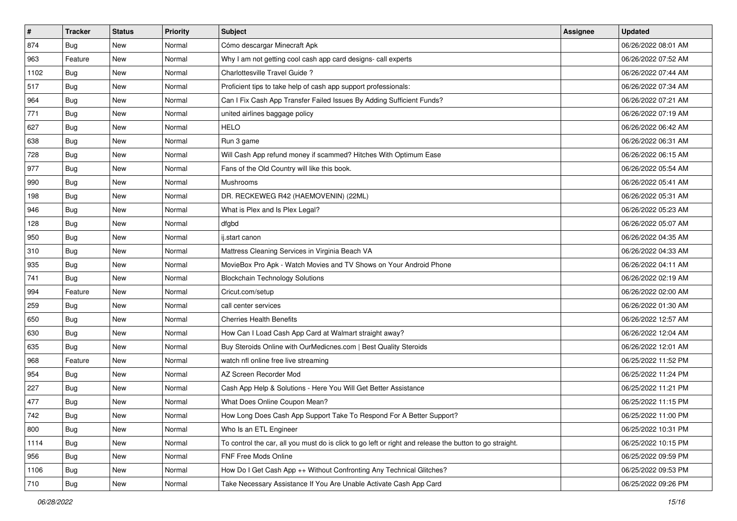| # | Tracker | Status | Priority | Subject | Assignee | Updated |
|---|---|---|---|---|---|---|
| 874 | Bug | New | Normal | Cómo descargar Minecraft Apk | | 06/26/2022 08:01 AM |
| 963 | Feature | New | Normal | Why I am not getting cool cash app card designs- call experts | | 06/26/2022 07:52 AM |
| 1102 | Bug | New | Normal | Charlottesville Travel Guide ? | | 06/26/2022 07:44 AM |
| 517 | Bug | New | Normal | Proficient tips to take help of cash app support professionals: | | 06/26/2022 07:34 AM |
| 964 | Bug | New | Normal | Can I Fix Cash App Transfer Failed Issues By Adding Sufficient Funds? | | 06/26/2022 07:21 AM |
| 771 | Bug | New | Normal | united airlines baggage policy | | 06/26/2022 07:19 AM |
| 627 | Bug | New | Normal | HELO | | 06/26/2022 06:42 AM |
| 638 | Bug | New | Normal | Run 3 game | | 06/26/2022 06:31 AM |
| 728 | Bug | New | Normal | Will Cash App refund money if scammed? Hitches With Optimum Ease | | 06/26/2022 06:15 AM |
| 977 | Bug | New | Normal | Fans of the Old Country will like this book. | | 06/26/2022 05:54 AM |
| 990 | Bug | New | Normal | Mushrooms | | 06/26/2022 05:41 AM |
| 198 | Bug | New | Normal | DR. RECKEWEG R42 (HAEMOVENIN) (22ML) | | 06/26/2022 05:31 AM |
| 946 | Bug | New | Normal | What is Plex and Is Plex Legal? | | 06/26/2022 05:23 AM |
| 128 | Bug | New | Normal | dfgbd | | 06/26/2022 05:07 AM |
| 950 | Bug | New | Normal | ij.start canon | | 06/26/2022 04:35 AM |
| 310 | Bug | New | Normal | Mattress Cleaning Services in Virginia Beach VA | | 06/26/2022 04:33 AM |
| 935 | Bug | New | Normal | MovieBox Pro Apk - Watch Movies and TV Shows on Your Android Phone | | 06/26/2022 04:11 AM |
| 741 | Bug | New | Normal | Blockchain Technology Solutions | | 06/26/2022 02:19 AM |
| 994 | Feature | New | Normal | Cricut.com/setup | | 06/26/2022 02:00 AM |
| 259 | Bug | New | Normal | call center services | | 06/26/2022 01:30 AM |
| 650 | Bug | New | Normal | Cherries Health Benefits | | 06/26/2022 12:57 AM |
| 630 | Bug | New | Normal | How Can I Load Cash App Card at Walmart straight away? | | 06/26/2022 12:04 AM |
| 635 | Bug | New | Normal | Buy Steroids Online with OurMedicnes.com \| Best Quality Steroids | | 06/26/2022 12:01 AM |
| 968 | Feature | New | Normal | watch nfl online free live streaming | | 06/25/2022 11:52 PM |
| 954 | Bug | New | Normal | AZ Screen Recorder Mod | | 06/25/2022 11:24 PM |
| 227 | Bug | New | Normal | Cash App Help & Solutions - Here You Will Get Better Assistance | | 06/25/2022 11:21 PM |
| 477 | Bug | New | Normal | What Does Online Coupon Mean? | | 06/25/2022 11:15 PM |
| 742 | Bug | New | Normal | How Long Does Cash App Support Take To Respond For A Better Support? | | 06/25/2022 11:00 PM |
| 800 | Bug | New | Normal | Who Is an ETL Engineer | | 06/25/2022 10:31 PM |
| 1114 | Bug | New | Normal | To control the car, all you must do is click to go left or right and release the button to go straight. | | 06/25/2022 10:15 PM |
| 956 | Bug | New | Normal | FNF Free Mods Online | | 06/25/2022 09:59 PM |
| 1106 | Bug | New | Normal | How Do I Get Cash App ++ Without Confronting Any Technical Glitches? | | 06/25/2022 09:53 PM |
| 710 | Bug | New | Normal | Take Necessary Assistance If You Are Unable Activate Cash App Card | | 06/25/2022 09:26 PM |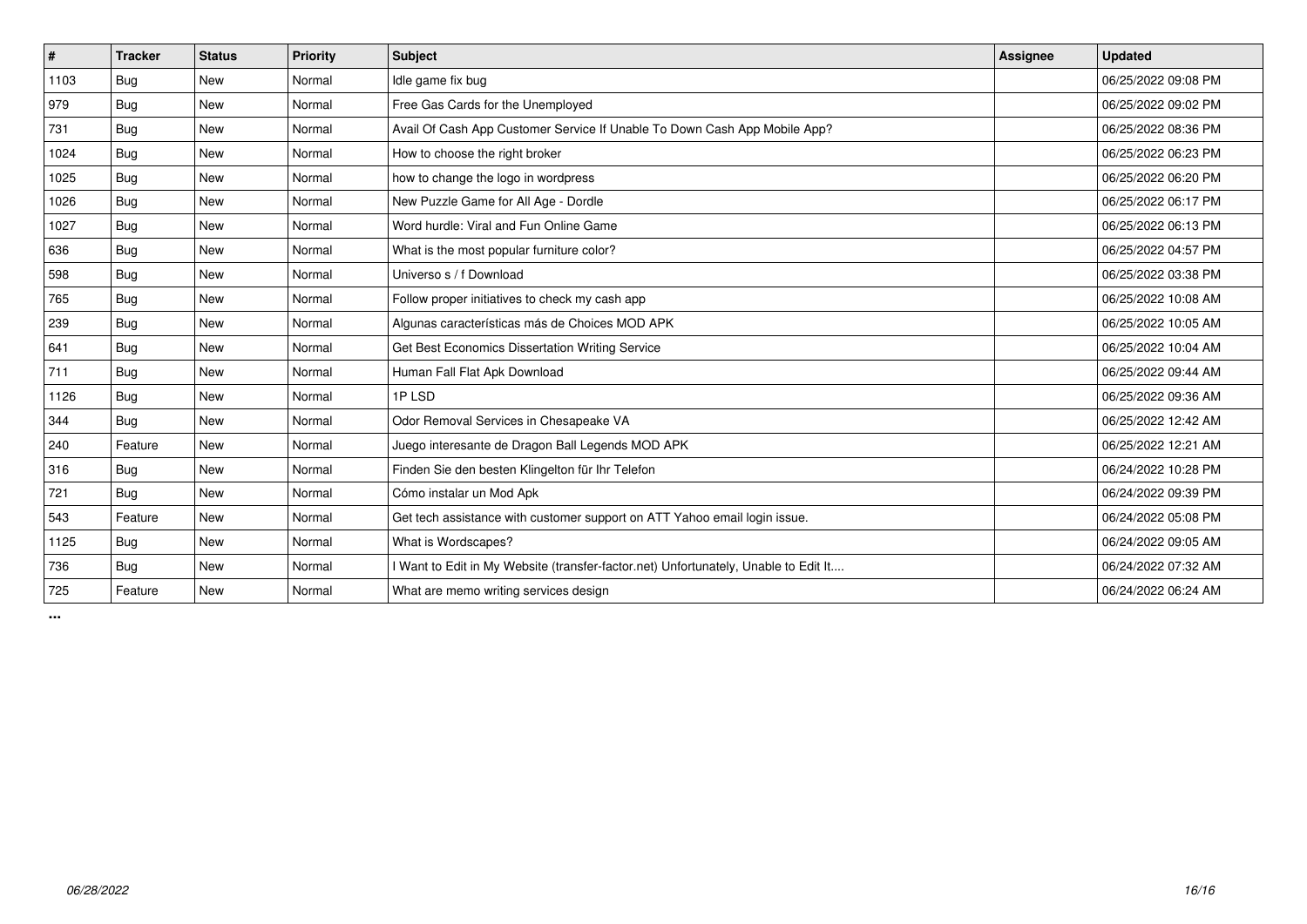| # | Tracker | Status | Priority | Subject | Assignee | Updated |
|---|---|---|---|---|---|---|
| 1103 | Bug | New | Normal | Idle game fix bug | | 06/25/2022 09:08 PM |
| 979 | Bug | New | Normal | Free Gas Cards for the Unemployed | | 06/25/2022 09:02 PM |
| 731 | Bug | New | Normal | Avail Of Cash App Customer Service If Unable To Down Cash App Mobile App? | | 06/25/2022 08:36 PM |
| 1024 | Bug | New | Normal | How to choose the right broker | | 06/25/2022 06:23 PM |
| 1025 | Bug | New | Normal | how to change the logo in wordpress | | 06/25/2022 06:20 PM |
| 1026 | Bug | New | Normal | New Puzzle Game for All Age - Dordle | | 06/25/2022 06:17 PM |
| 1027 | Bug | New | Normal | Word hurdle: Viral and Fun Online Game | | 06/25/2022 06:13 PM |
| 636 | Bug | New | Normal | What is the most popular furniture color? | | 06/25/2022 04:57 PM |
| 598 | Bug | New | Normal | Universo s / f Download | | 06/25/2022 03:38 PM |
| 765 | Bug | New | Normal | Follow proper initiatives to check my cash app | | 06/25/2022 10:08 AM |
| 239 | Bug | New | Normal | Algunas características más de Choices MOD APK | | 06/25/2022 10:05 AM |
| 641 | Bug | New | Normal | Get Best Economics Dissertation Writing Service | | 06/25/2022 10:04 AM |
| 711 | Bug | New | Normal | Human Fall Flat Apk Download | | 06/25/2022 09:44 AM |
| 1126 | Bug | New | Normal | 1P LSD | | 06/25/2022 09:36 AM |
| 344 | Bug | New | Normal | Odor Removal Services in Chesapeake VA | | 06/25/2022 12:42 AM |
| 240 | Feature | New | Normal | Juego interesante de Dragon Ball Legends MOD APK | | 06/25/2022 12:21 AM |
| 316 | Bug | New | Normal | Finden Sie den besten Klingelton für Ihr Telefon | | 06/24/2022 10:28 PM |
| 721 | Bug | New | Normal | Cómo instalar un Mod Apk | | 06/24/2022 09:39 PM |
| 543 | Feature | New | Normal | Get tech assistance with customer support on ATT Yahoo email login issue. | | 06/24/2022 05:08 PM |
| 1125 | Bug | New | Normal | What is Wordscapes? | | 06/24/2022 09:05 AM |
| 736 | Bug | New | Normal | I Want to Edit in My Website (transfer-factor.net) Unfortunately, Unable to Edit It.... | | 06/24/2022 07:32 AM |
| 725 | Feature | New | Normal | What are memo writing services design | | 06/24/2022 06:24 AM |

...